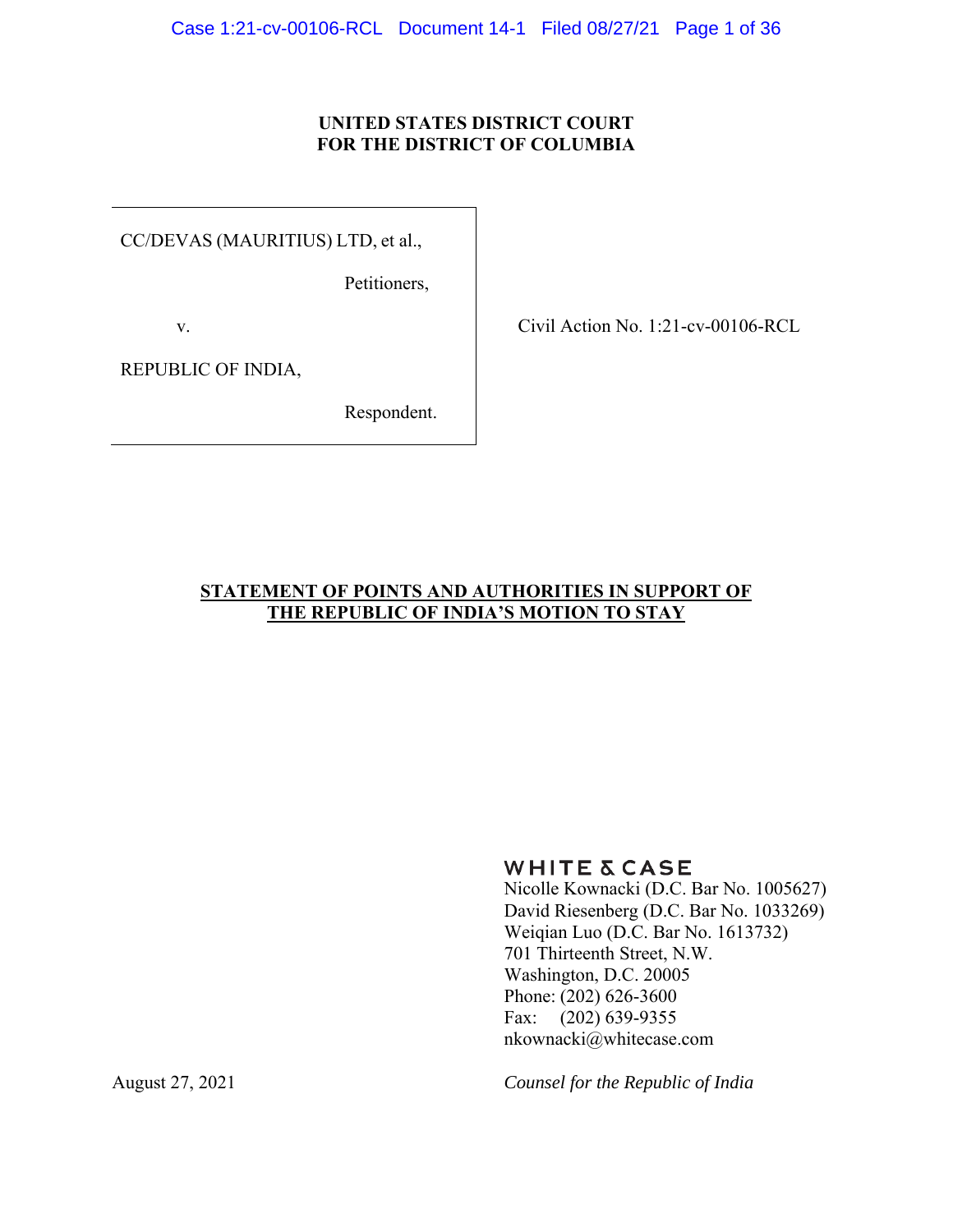**UNITED STATES DISTRICT COURT**
**FOR THE DISTRICT OF COLUMBIA**

CC/DEVAS (MAURITIUS) LTD, et al.,

Petitioners,

v.

REPUBLIC OF INDIA,

Respondent.

Civil Action No. 1:21-cv-00106-RCL

**STATEMENT OF POINTS AND AUTHORITIES IN SUPPORT OF THE REPUBLIC OF INDIA'S MOTION TO STAY**

WHITE & CASE
Nicolle Kownacki (D.C. Bar No. 1005627)
David Riesenberg (D.C. Bar No. 1033269)
Weiqian Luo (D.C. Bar No. 1613732)
701 Thirteenth Street, N.W.
Washington, D.C. 20005
Phone: (202) 626-3600
Fax: (202) 639-9355
nkownacki@whitecase.com

August 27, 2021

*Counsel for the Republic of India*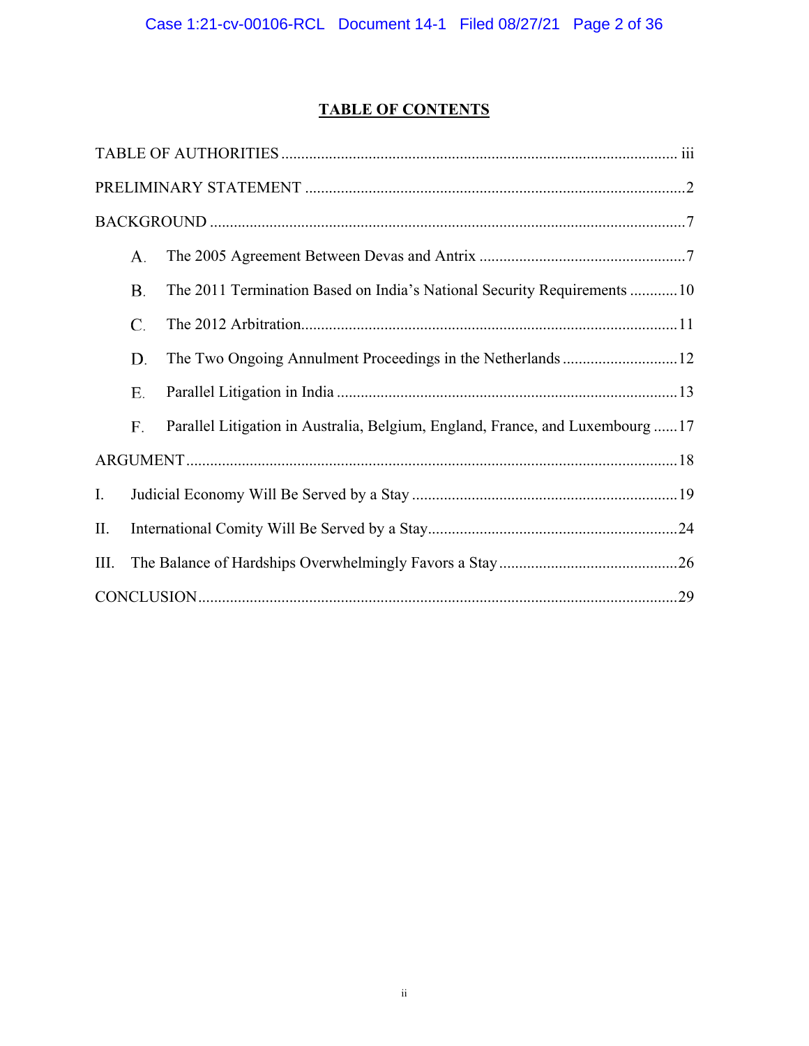## TABLE OF CONTENTS

TABLE OF AUTHORITIES .................................................................................................... iii

PRELIMINARY STATEMENT ...............................................................................................2

BACKGROUND .......................................................................................................................7

- A. The 2005 Agreement Between Devas and Antrix ....................................................7
- B. The 2011 Termination Based on India's National Security Requirements ............10
- C. The 2012 Arbitration.............................................................................................11
- D. The Two Ongoing Annulment Proceedings in the Netherlands .............................12
- E. Parallel Litigation in India .....................................................................................13
- F. Parallel Litigation in Australia, Belgium, England, France, and Luxembourg ......17

ARGUMENT ..........................................................................................................................18

I. Judicial Economy Will Be Served by a Stay ...................................................................19

II. International Comity Will Be Served by a Stay...............................................................24

III. The Balance of Hardships Overwhelmingly Favors a Stay .............................................26

CONCLUSION........................................................................................................................29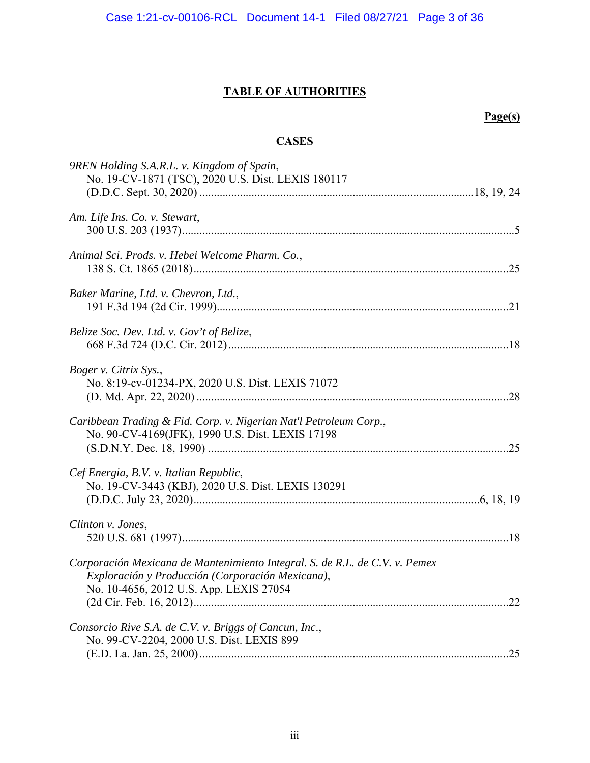## TABLE OF AUTHORITIES

**Page(s)**

### CASES

*9REN Holding S.A.R.L. v. Kingdom of Spain*, No. 19-CV-1871 (TSC), 2020 U.S. Dist. LEXIS 180117 (D.D.C. Sept. 30, 2020) .....18, 19, 24

*Am. Life Ins. Co. v. Stewart*, 300 U.S. 203 (1937).....5

*Animal Sci. Prods. v. Hebei Welcome Pharm. Co.*, 138 S. Ct. 1865 (2018).....25

*Baker Marine, Ltd. v. Chevron, Ltd.*, 191 F.3d 194 (2d Cir. 1999).....21

*Belize Soc. Dev. Ltd. v. Gov't of Belize*, 668 F.3d 724 (D.C. Cir. 2012).....18

*Boger v. Citrix Sys.*, No. 8:19-cv-01234-PX, 2020 U.S. Dist. LEXIS 71072 (D. Md. Apr. 22, 2020) .....28

*Caribbean Trading & Fid. Corp. v. Nigerian Nat'l Petroleum Corp.*, No. 90-CV-4169(JFK), 1990 U.S. Dist. LEXIS 17198 (S.D.N.Y. Dec. 18, 1990) .....25

*Cef Energia, B.V. v. Italian Republic*, No. 19-CV-3443 (KBJ), 2020 U.S. Dist. LEXIS 130291 (D.D.C. July 23, 2020).....6, 18, 19

*Clinton v. Jones*, 520 U.S. 681 (1997).....18

*Corporación Mexicana de Mantenimiento Integral. S. de R.L. de C.V. v. Pemex Exploración y Producción (Corporación Mexicana)*, No. 10-4656, 2012 U.S. App. LEXIS 27054 (2d Cir. Feb. 16, 2012).....22

*Consorcio Rive S.A. de C.V. v. Briggs of Cancun, Inc.*, No. 99-CV-2204, 2000 U.S. Dist. LEXIS 899 (E.D. La. Jan. 25, 2000).....25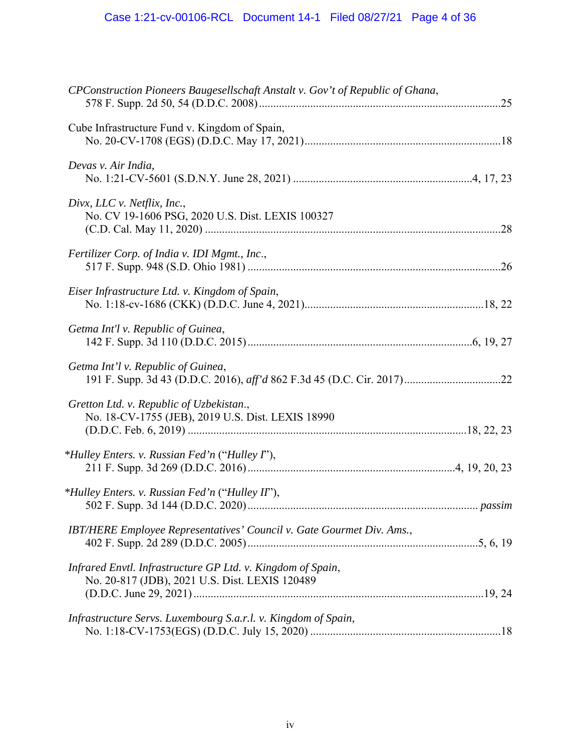*CPConstruction Pioneers Baugesellschaft Anstalt v. Gov't of Republic of Ghana*,
578 F. Supp. 2d 50, 54 (D.D.C. 2008) ........................................................................................25

Cube Infrastructure Fund v. Kingdom of Spain,
No. 20-CV-1708 (EGS) (D.D.C. May 17, 2021)........................................................................18

*Devas v. Air India*,
No. 1:21-CV-5601 (S.D.N.Y. June 28, 2021) ..............................................................4, 17, 23

*Divx, LLC v. Netflix, Inc.*,
No. CV 19-1606 PSG, 2020 U.S. Dist. LEXIS 100327
(C.D. Cal. May 11, 2020) ...........................................................................................................28

*Fertilizer Corp. of India v. IDI Mgmt., Inc.*,
517 F. Supp. 948 (S.D. Ohio 1981) ...........................................................................................26

*Eiser Infrastructure Ltd. v. Kingdom of Spain*,
No. 1:18-cv-1686 (CKK) (D.D.C. June 4, 2021)..............................................................18, 22

*Getma Int'l v. Republic of Guinea*,
142 F. Supp. 3d 110 (D.D.C. 2015)..............................................................................6, 19, 27

*Getma Int'l v. Republic of Guinea*,
191 F. Supp. 3d 43 (D.D.C. 2016), *aff'd* 862 F.3d 45 (D.C. Cir. 2017).................................22

*Gretton Ltd. v. Republic of Uzbekistan*.,
No. 18-CV-1755 (JEB), 2019 U.S. Dist. LEXIS 18990
(D.D.C. Feb. 6, 2019) .................................................................................................18, 22, 23

**Hulley Enters. v. Russian Fed'n* ("*Hulley I*"),
211 F. Supp. 3d 269 (D.D.C. 2016).........................................................................4, 19, 20, 23

**Hulley Enters. v. Russian Fed'n* ("*Hulley II*"),
502 F. Supp. 3d 144 (D.D.C. 2020)................................................................................. *passim*

*IBT/HERE Employee Representatives' Council v. Gate Gourmet Div. Ams.*,
402 F. Supp. 2d 289 (D.D.C. 2005).................................................................................5, 6, 19

*Infrared Envtl. Infrastructure GP Ltd. v. Kingdom of Spain*,
No. 20-817 (JDB), 2021 U.S. Dist. LEXIS 120489
(D.D.C. June 29, 2021)......................................................................................................19, 24

*Infrastructure Servs. Luxembourg S.a.r.l. v. Kingdom of Spain,*
No. 1:18-CV-1753(EGS) (D.D.C. July 15, 2020) ...................................................................18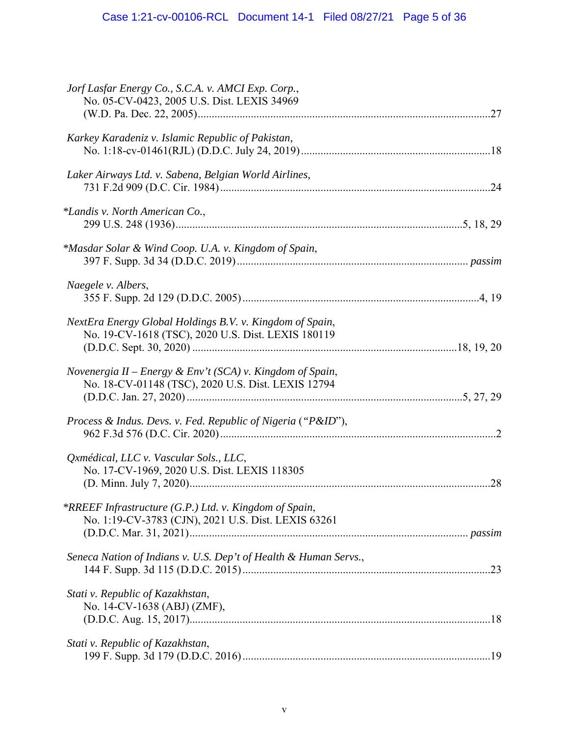*Jorf Lasfar Energy Co., S.C.A. v. AMCI Exp. Corp.*,
No. 05-CV-0423, 2005 U.S. Dist. LEXIS 34969
(W.D. Pa. Dec. 22, 2005) ............................................................ 27

*Karkey Karadeniz v. Islamic Republic of Pakistan*,
No. 1:18-cv-01461(RJL) (D.D.C. July 24, 2019) ............................................................ 18

*Laker Airways Ltd. v. Sabena, Belgian World Airlines*,
731 F.2d 909 (D.C. Cir. 1984) ............................................................ 24

\**Landis v. North American Co.*,
299 U.S. 248 (1936) ............................................................ 5, 18, 29

\**Masdar Solar & Wind Coop. U.A. v. Kingdom of Spain*,
397 F. Supp. 3d 34 (D.D.C. 2019) ............................................................ *passim*

*Naegele v. Albers*,
355 F. Supp. 2d 129 (D.D.C. 2005) ............................................................ 4, 19

*NextEra Energy Global Holdings B.V. v. Kingdom of Spain*,
No. 19-CV-1618 (TSC), 2020 U.S. Dist. LEXIS 180119
(D.D.C. Sept. 30, 2020) ............................................................ 18, 19, 20

*Novenergia II – Energy & Env't (SCA) v. Kingdom of Spain*,
No. 18-CV-01148 (TSC), 2020 U.S. Dist. LEXIS 12794
(D.D.C. Jan. 27, 2020) ............................................................ 5, 27, 29

*Process & Indus. Devs. v. Fed. Republic of Nigeria* ("*P&ID*"),
962 F.3d 576 (D.C. Cir. 2020) ............................................................ 2

*Qxmédical, LLC v. Vascular Sols., LLC*,
No. 17-CV-1969, 2020 U.S. Dist. LEXIS 118305
(D. Minn. July 7, 2020) ............................................................ 28

\**RREEF Infrastructure (G.P.) Ltd. v. Kingdom of Spain*,
No. 1:19-CV-3783 (CJN), 2021 U.S. Dist. LEXIS 63261
(D.D.C. Mar. 31, 2021) ............................................................ *passim*

*Seneca Nation of Indians v. U.S. Dep't of Health & Human Servs.*,
144 F. Supp. 3d 115 (D.D.C. 2015) ............................................................ 23

*Stati v. Republic of Kazakhstan*,
No. 14-CV-1638 (ABJ) (ZMF),
(D.D.C. Aug. 15, 2017) ............................................................ 18

*Stati v. Republic of Kazakhstan*,
199 F. Supp. 3d 179 (D.D.C. 2016) ............................................................ 19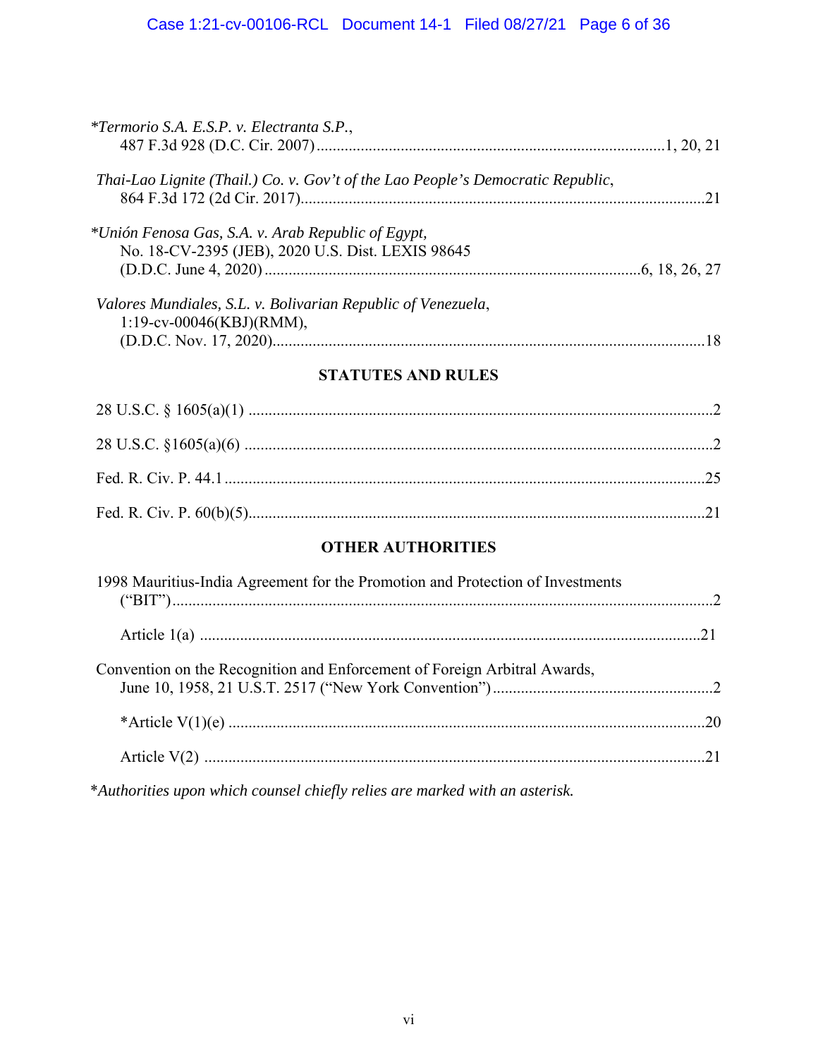*Termorio S.A. E.S.P. v. Electranta S.P.*, 487 F.3d 928 (D.C. Cir. 2007) .......... 1, 20, 21

*Thai-Lao Lignite (Thail.) Co. v. Gov't of the Lao People's Democratic Republic*, 864 F.3d 172 (2d Cir. 2017) .......... 21

**Unión Fenosa Gas, S.A. v. Arab Republic of Egypt*, No. 18-CV-2395 (JEB), 2020 U.S. Dist. LEXIS 98645 (D.D.C. June 4, 2020) .......... 6, 18, 26, 27

*Valores Mundiales, S.L. v. Bolivarian Republic of Venezuela*, 1:19-cv-00046(KBJ)(RMM), (D.D.C. Nov. 17, 2020) .......... 18

## STATUTES AND RULES

28 U.S.C. § 1605(a)(1) .......... 2

28 U.S.C. §1605(a)(6) .......... 2

Fed. R. Civ. P. 44.1 .......... 25

Fed. R. Civ. P. 60(b)(5) .......... 21

## OTHER AUTHORITIES

1998 Mauritius-India Agreement for the Promotion and Protection of Investments ("BIT") .......... 2

Article 1(a) .......... 21

Convention on the Recognition and Enforcement of Foreign Arbitral Awards, June 10, 1958, 21 U.S.T. 2517 ("New York Convention") .......... 2

*Article V(1)(e) .......... 20

Article V(2) .......... 21

**Authorities upon which counsel chiefly relies are marked with an asterisk.*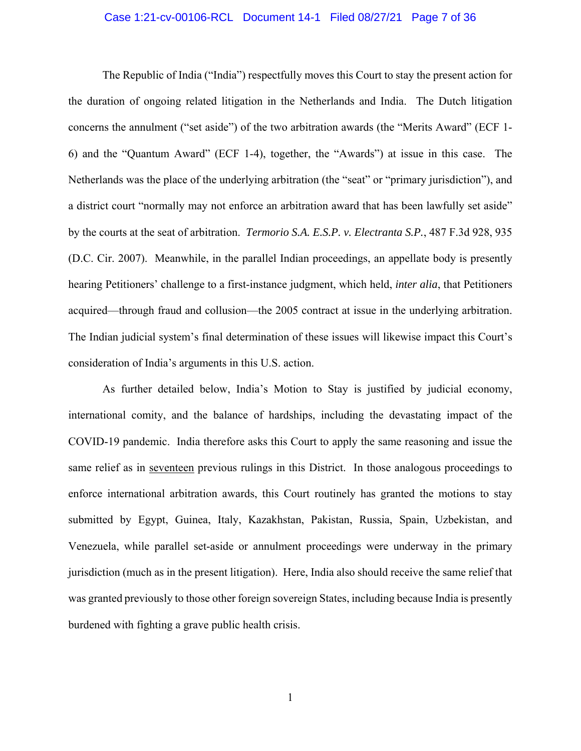The Republic of India ("India") respectfully moves this Court to stay the present action for the duration of ongoing related litigation in the Netherlands and India. The Dutch litigation concerns the annulment ("set aside") of the two arbitration awards (the "Merits Award" (ECF 1-6) and the "Quantum Award" (ECF 1-4), together, the "Awards") at issue in this case. The Netherlands was the place of the underlying arbitration (the "seat" or "primary jurisdiction"), and a district court "normally may not enforce an arbitration award that has been lawfully set aside" by the courts at the seat of arbitration. *Termorio S.A. E.S.P. v. Electranta S.P.*, 487 F.3d 928, 935 (D.C. Cir. 2007). Meanwhile, in the parallel Indian proceedings, an appellate body is presently hearing Petitioners' challenge to a first-instance judgment, which held, *inter alia*, that Petitioners acquired—through fraud and collusion—the 2005 contract at issue in the underlying arbitration. The Indian judicial system's final determination of these issues will likewise impact this Court's consideration of India's arguments in this U.S. action.

As further detailed below, India's Motion to Stay is justified by judicial economy, international comity, and the balance of hardships, including the devastating impact of the COVID-19 pandemic. India therefore asks this Court to apply the same reasoning and issue the same relief as in <u>seventeen</u> previous rulings in this District. In those analogous proceedings to enforce international arbitration awards, this Court routinely has granted the motions to stay submitted by Egypt, Guinea, Italy, Kazakhstan, Pakistan, Russia, Spain, Uzbekistan, and Venezuela, while parallel set-aside or annulment proceedings were underway in the primary jurisdiction (much as in the present litigation). Here, India also should receive the same relief that was granted previously to those other foreign sovereign States, including because India is presently burdened with fighting a grave public health crisis.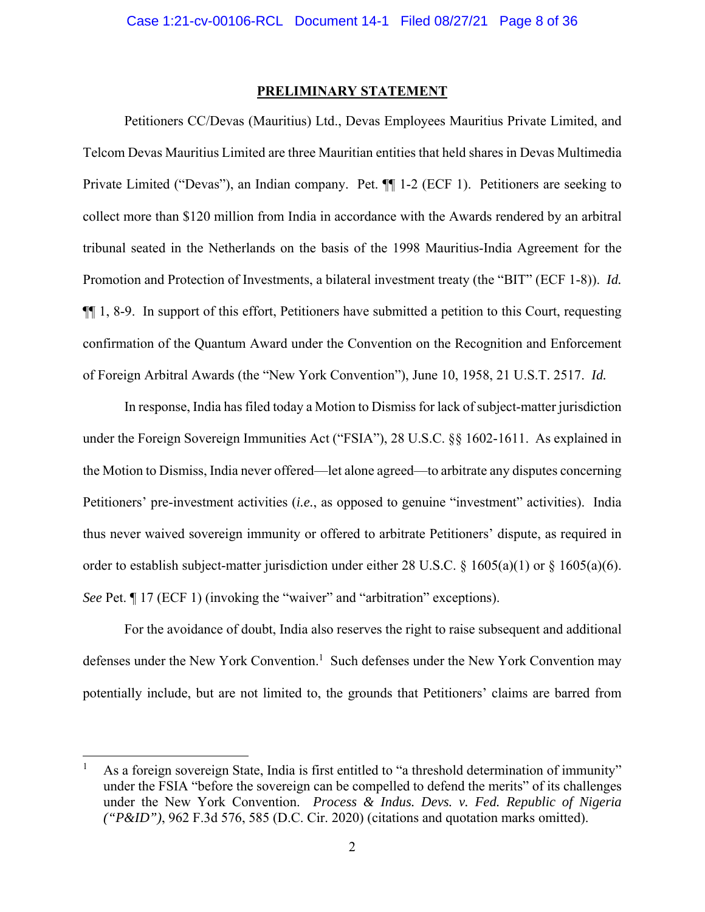## PRELIMINARY STATEMENT

Petitioners CC/Devas (Mauritius) Ltd., Devas Employees Mauritius Private Limited, and Telcom Devas Mauritius Limited are three Mauritian entities that held shares in Devas Multimedia Private Limited ("Devas"), an Indian company. Pet. ¶¶ 1-2 (ECF 1). Petitioners are seeking to collect more than $120 million from India in accordance with the Awards rendered by an arbitral tribunal seated in the Netherlands on the basis of the 1998 Mauritius-India Agreement for the Promotion and Protection of Investments, a bilateral investment treaty (the "BIT" (ECF 1-8)). *Id.* ¶¶ 1, 8-9. In support of this effort, Petitioners have submitted a petition to this Court, requesting confirmation of the Quantum Award under the Convention on the Recognition and Enforcement of Foreign Arbitral Awards (the "New York Convention"), June 10, 1958, 21 U.S.T. 2517. *Id.*

In response, India has filed today a Motion to Dismiss for lack of subject-matter jurisdiction under the Foreign Sovereign Immunities Act ("FSIA"), 28 U.S.C. §§ 1602-1611. As explained in the Motion to Dismiss, India never offered—let alone agreed—to arbitrate any disputes concerning Petitioners' pre-investment activities (*i.e.*, as opposed to genuine "investment" activities). India thus never waived sovereign immunity or offered to arbitrate Petitioners' dispute, as required in order to establish subject-matter jurisdiction under either 28 U.S.C. § 1605(a)(1) or § 1605(a)(6). *See* Pet. ¶ 17 (ECF 1) (invoking the "waiver" and "arbitration" exceptions).

For the avoidance of doubt, India also reserves the right to raise subsequent and additional defenses under the New York Convention.[1] Such defenses under the New York Convention may potentially include, but are not limited to, the grounds that Petitioners' claims are barred from

---

[1] As a foreign sovereign State, India is first entitled to "a threshold determination of immunity" under the FSIA "before the sovereign can be compelled to defend the merits" of its challenges under the New York Convention. *Process & Indus. Devs. v. Fed. Republic of Nigeria ("P&ID")*, 962 F.3d 576, 585 (D.C. Cir. 2020) (citations and quotation marks omitted).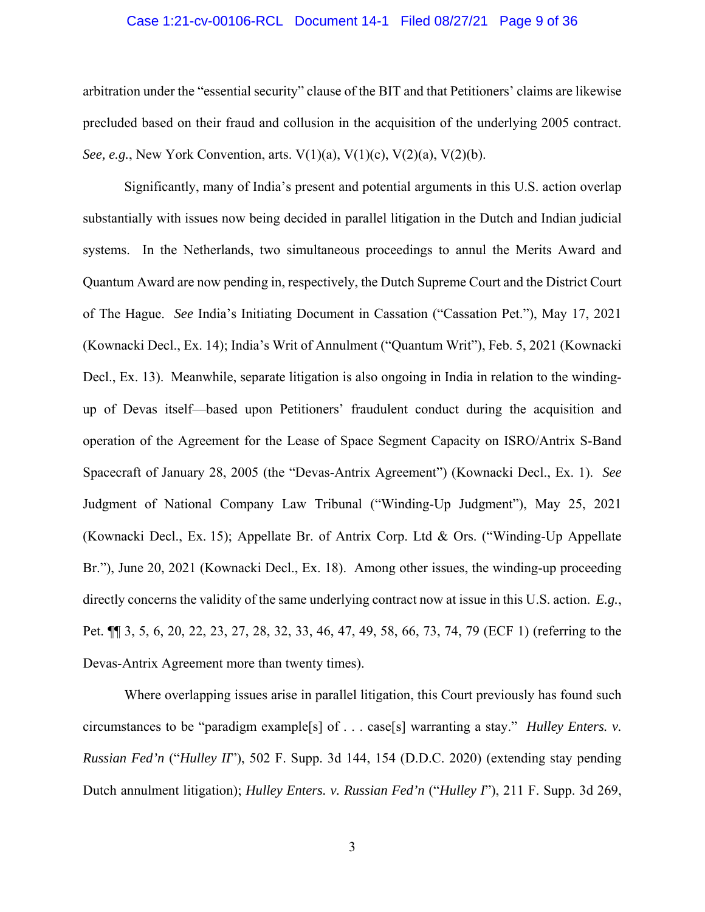arbitration under the "essential security" clause of the BIT and that Petitioners' claims are likewise precluded based on their fraud and collusion in the acquisition of the underlying 2005 contract. *See, e.g.*, New York Convention, arts. V(1)(a), V(1)(c), V(2)(a), V(2)(b).

Significantly, many of India's present and potential arguments in this U.S. action overlap substantially with issues now being decided in parallel litigation in the Dutch and Indian judicial systems. In the Netherlands, two simultaneous proceedings to annul the Merits Award and Quantum Award are now pending in, respectively, the Dutch Supreme Court and the District Court of The Hague. *See* India's Initiating Document in Cassation ("Cassation Pet."), May 17, 2021 (Kownacki Decl., Ex. 14); India's Writ of Annulment ("Quantum Writ"), Feb. 5, 2021 (Kownacki Decl., Ex. 13). Meanwhile, separate litigation is also ongoing in India in relation to the winding-up of Devas itself—based upon Petitioners' fraudulent conduct during the acquisition and operation of the Agreement for the Lease of Space Segment Capacity on ISRO/Antrix S-Band Spacecraft of January 28, 2005 (the "Devas-Antrix Agreement") (Kownacki Decl., Ex. 1). *See* Judgment of National Company Law Tribunal ("Winding-Up Judgment"), May 25, 2021 (Kownacki Decl., Ex. 15); Appellate Br. of Antrix Corp. Ltd & Ors. ("Winding-Up Appellate Br."), June 20, 2021 (Kownacki Decl., Ex. 18). Among other issues, the winding-up proceeding directly concerns the validity of the same underlying contract now at issue in this U.S. action. *E.g.*, Pet. ¶¶ 3, 5, 6, 20, 22, 23, 27, 28, 32, 33, 46, 47, 49, 58, 66, 73, 74, 79 (ECF 1) (referring to the Devas-Antrix Agreement more than twenty times).

Where overlapping issues arise in parallel litigation, this Court previously has found such circumstances to be "paradigm example[s] of . . . case[s] warranting a stay." *Hulley Enters. v. Russian Fed'n* ("*Hulley II*"), 502 F. Supp. 3d 144, 154 (D.D.C. 2020) (extending stay pending Dutch annulment litigation); *Hulley Enters. v. Russian Fed'n* ("*Hulley I*"), 211 F. Supp. 3d 269,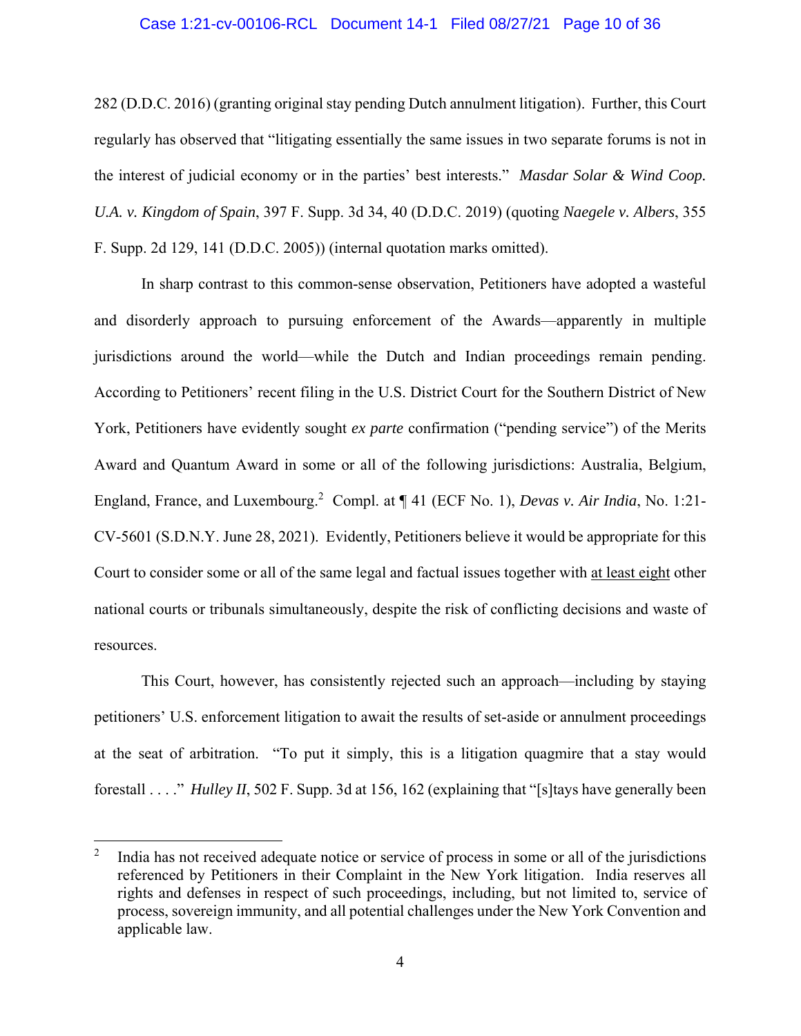282 (D.D.C. 2016) (granting original stay pending Dutch annulment litigation). Further, this Court regularly has observed that "litigating essentially the same issues in two separate forums is not in the interest of judicial economy or in the parties' best interests." *Masdar Solar & Wind Coop. U.A. v. Kingdom of Spain*, 397 F. Supp. 3d 34, 40 (D.D.C. 2019) (quoting *Naegele v. Albers*, 355 F. Supp. 2d 129, 141 (D.D.C. 2005)) (internal quotation marks omitted).

In sharp contrast to this common-sense observation, Petitioners have adopted a wasteful and disorderly approach to pursuing enforcement of the Awards—apparently in multiple jurisdictions around the world—while the Dutch and Indian proceedings remain pending. According to Petitioners' recent filing in the U.S. District Court for the Southern District of New York, Petitioners have evidently sought *ex parte* confirmation ("pending service") of the Merits Award and Quantum Award in some or all of the following jurisdictions: Australia, Belgium, England, France, and Luxembourg.[2] Compl. at ¶ 41 (ECF No. 1), *Devas v. Air India*, No. 1:21-CV-5601 (S.D.N.Y. June 28, 2021). Evidently, Petitioners believe it would be appropriate for this Court to consider some or all of the same legal and factual issues together with <u>at least eight</u> other national courts or tribunals simultaneously, despite the risk of conflicting decisions and waste of resources.

This Court, however, has consistently rejected such an approach—including by staying petitioners' U.S. enforcement litigation to await the results of set-aside or annulment proceedings at the seat of arbitration. "To put it simply, this is a litigation quagmire that a stay would forestall . . . ." *Hulley II*, 502 F. Supp. 3d at 156, 162 (explaining that "[s]tays have generally been

---

[2] India has not received adequate notice or service of process in some or all of the jurisdictions referenced by Petitioners in their Complaint in the New York litigation. India reserves all rights and defenses in respect of such proceedings, including, but not limited to, service of process, sovereign immunity, and all potential challenges under the New York Convention and applicable law.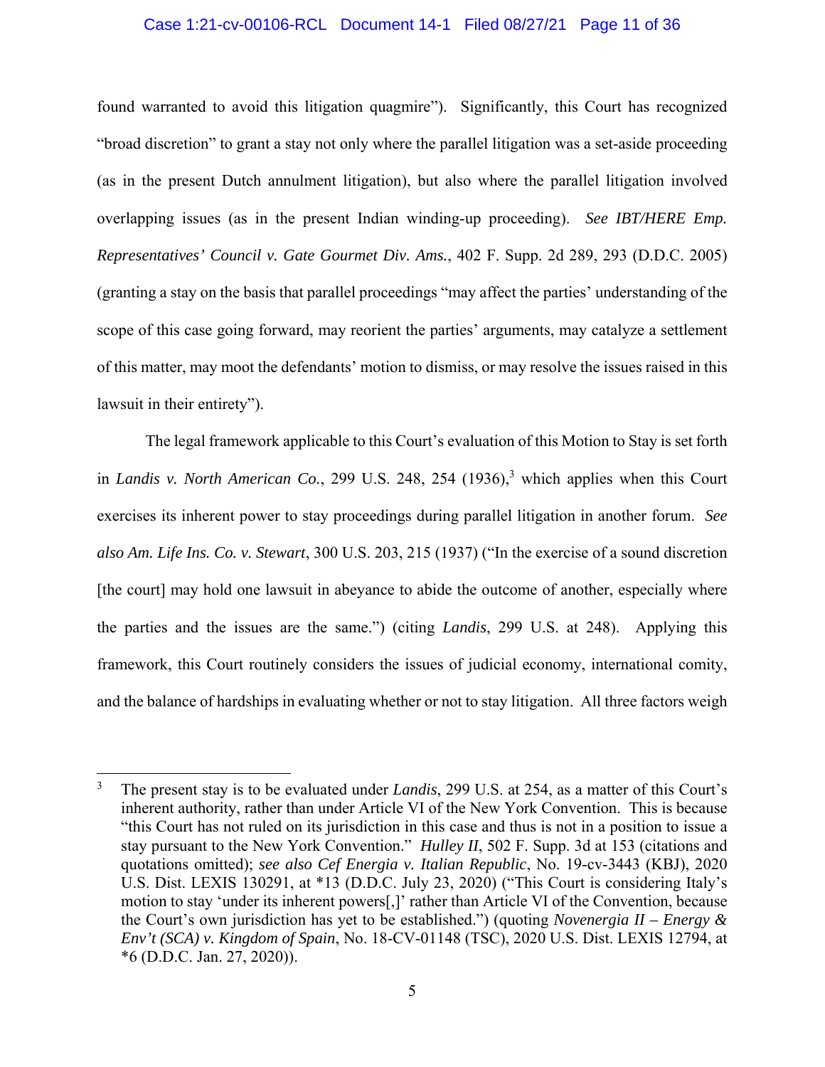found warranted to avoid this litigation quagmire"). Significantly, this Court has recognized "broad discretion" to grant a stay not only where the parallel litigation was a set-aside proceeding (as in the present Dutch annulment litigation), but also where the parallel litigation involved overlapping issues (as in the present Indian winding-up proceeding). *See IBT/HERE Emp. Representatives' Council v. Gate Gourmet Div. Ams.*, 402 F. Supp. 2d 289, 293 (D.D.C. 2005) (granting a stay on the basis that parallel proceedings "may affect the parties' understanding of the scope of this case going forward, may reorient the parties' arguments, may catalyze a settlement of this matter, may moot the defendants' motion to dismiss, or may resolve the issues raised in this lawsuit in their entirety").

The legal framework applicable to this Court's evaluation of this Motion to Stay is set forth in *Landis v. North American Co.*, 299 U.S. 248, 254 (1936),[3] which applies when this Court exercises its inherent power to stay proceedings during parallel litigation in another forum. *See also Am. Life Ins. Co. v. Stewart*, 300 U.S. 203, 215 (1937) ("In the exercise of a sound discretion [the court] may hold one lawsuit in abeyance to abide the outcome of another, especially where the parties and the issues are the same.") (citing *Landis*, 299 U.S. at 248). Applying this framework, this Court routinely considers the issues of judicial economy, international comity, and the balance of hardships in evaluating whether or not to stay litigation. All three factors weigh

---

[3] The present stay is to be evaluated under *Landis*, 299 U.S. at 254, as a matter of this Court's inherent authority, rather than under Article VI of the New York Convention. This is because "this Court has not ruled on its jurisdiction in this case and thus is not in a position to issue a stay pursuant to the New York Convention." *Hulley II*, 502 F. Supp. 3d at 153 (citations and quotations omitted); *see also Cef Energia v. Italian Republic*, No. 19-cv-3443 (KBJ), 2020 U.S. Dist. LEXIS 130291, at *13 (D.D.C. July 23, 2020) ("This Court is considering Italy's motion to stay 'under its inherent powers[,]' rather than Article VI of the Convention, because the Court's own jurisdiction has yet to be established.") (quoting *Novenergia II – Energy & Env't (SCA) v. Kingdom of Spain*, No. 18-CV-01148 (TSC), 2020 U.S. Dist. LEXIS 12794, at *6 (D.D.C. Jan. 27, 2020)).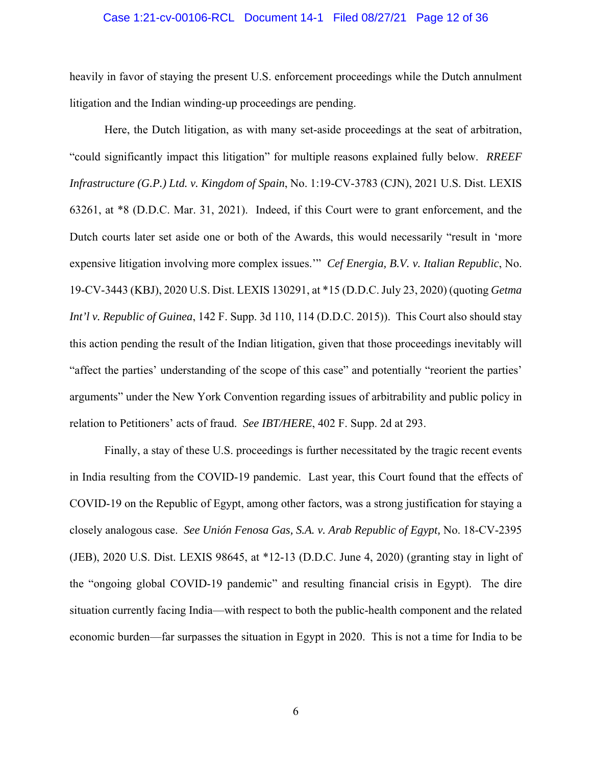heavily in favor of staying the present U.S. enforcement proceedings while the Dutch annulment litigation and the Indian winding-up proceedings are pending.

Here, the Dutch litigation, as with many set-aside proceedings at the seat of arbitration, "could significantly impact this litigation" for multiple reasons explained fully below. *RREEF Infrastructure (G.P.) Ltd. v. Kingdom of Spain*, No. 1:19-CV-3783 (CJN), 2021 U.S. Dist. LEXIS 63261, at *8 (D.D.C. Mar. 31, 2021). Indeed, if this Court were to grant enforcement, and the Dutch courts later set aside one or both of the Awards, this would necessarily "result in 'more expensive litigation involving more complex issues.'" *Cef Energia, B.V. v. Italian Republic*, No. 19-CV-3443 (KBJ), 2020 U.S. Dist. LEXIS 130291, at *15 (D.D.C. July 23, 2020) (quoting *Getma Int'l v. Republic of Guinea*, 142 F. Supp. 3d 110, 114 (D.D.C. 2015)). This Court also should stay this action pending the result of the Indian litigation, given that those proceedings inevitably will "affect the parties' understanding of the scope of this case" and potentially "reorient the parties' arguments" under the New York Convention regarding issues of arbitrability and public policy in relation to Petitioners' acts of fraud. *See IBT/HERE*, 402 F. Supp. 2d at 293.

Finally, a stay of these U.S. proceedings is further necessitated by the tragic recent events in India resulting from the COVID-19 pandemic. Last year, this Court found that the effects of COVID-19 on the Republic of Egypt, among other factors, was a strong justification for staying a closely analogous case. *See Unión Fenosa Gas, S.A. v. Arab Republic of Egypt,* No. 18-CV-2395 (JEB), 2020 U.S. Dist. LEXIS 98645, at *12-13 (D.D.C. June 4, 2020) (granting stay in light of the "ongoing global COVID-19 pandemic" and resulting financial crisis in Egypt). The dire situation currently facing India—with respect to both the public-health component and the related economic burden—far surpasses the situation in Egypt in 2020. This is not a time for India to be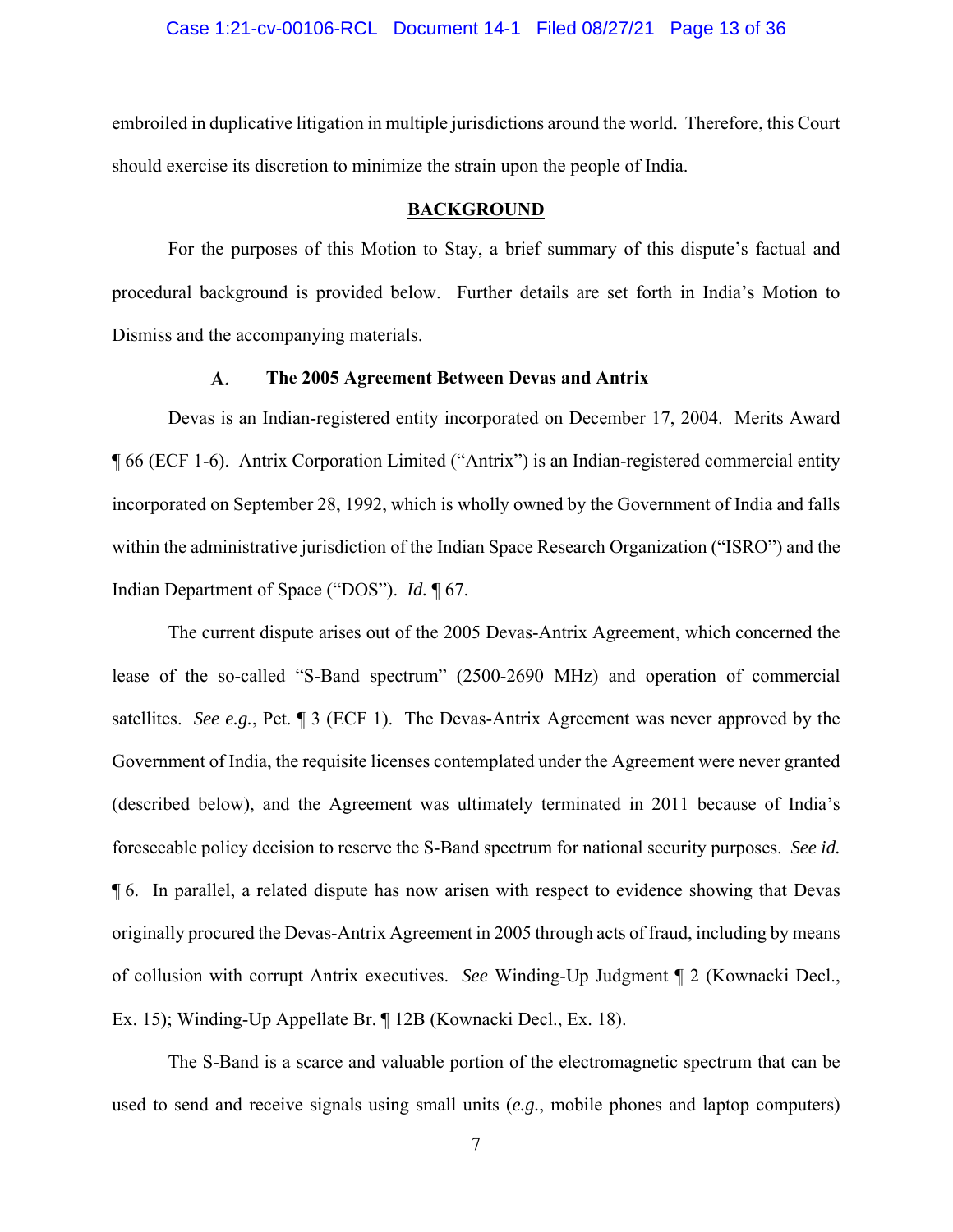embroiled in duplicative litigation in multiple jurisdictions around the world. Therefore, this Court should exercise its discretion to minimize the strain upon the people of India.

## BACKGROUND

For the purposes of this Motion to Stay, a brief summary of this dispute's factual and procedural background is provided below. Further details are set forth in India's Motion to Dismiss and the accompanying materials.

### A. The 2005 Agreement Between Devas and Antrix

Devas is an Indian-registered entity incorporated on December 17, 2004. Merits Award ¶ 66 (ECF 1-6). Antrix Corporation Limited ("Antrix") is an Indian-registered commercial entity incorporated on September 28, 1992, which is wholly owned by the Government of India and falls within the administrative jurisdiction of the Indian Space Research Organization ("ISRO") and the Indian Department of Space ("DOS"). *Id.* ¶ 67.

The current dispute arises out of the 2005 Devas-Antrix Agreement, which concerned the lease of the so-called "S-Band spectrum" (2500-2690 MHz) and operation of commercial satellites. *See e.g.*, Pet. ¶ 3 (ECF 1). The Devas-Antrix Agreement was never approved by the Government of India, the requisite licenses contemplated under the Agreement were never granted (described below), and the Agreement was ultimately terminated in 2011 because of India's foreseeable policy decision to reserve the S-Band spectrum for national security purposes. *See id.* ¶ 6. In parallel, a related dispute has now arisen with respect to evidence showing that Devas originally procured the Devas-Antrix Agreement in 2005 through acts of fraud, including by means of collusion with corrupt Antrix executives. *See* Winding-Up Judgment ¶ 2 (Kownacki Decl., Ex. 15); Winding-Up Appellate Br. ¶ 12B (Kownacki Decl., Ex. 18).

The S-Band is a scarce and valuable portion of the electromagnetic spectrum that can be used to send and receive signals using small units (*e.g.*, mobile phones and laptop computers)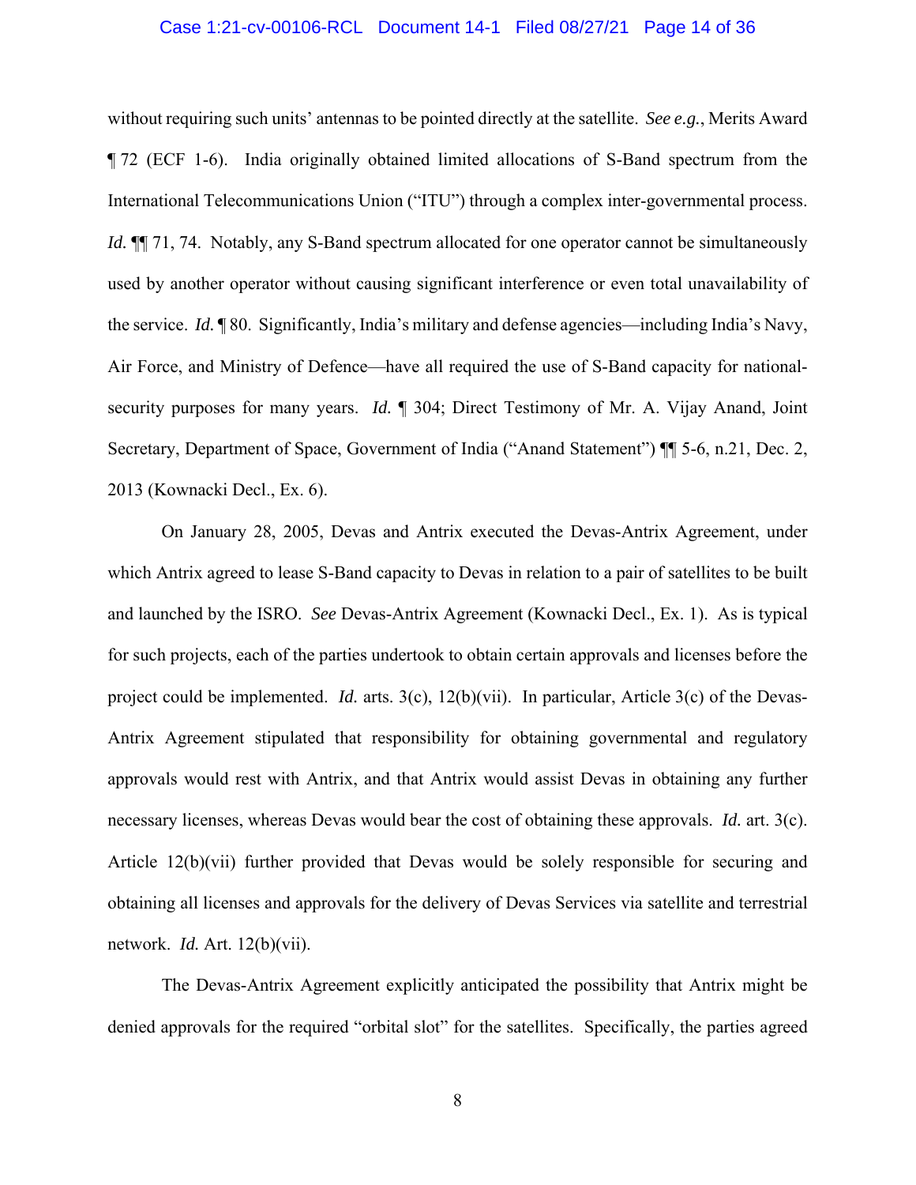without requiring such units' antennas to be pointed directly at the satellite. *See e.g.*, Merits Award ¶ 72 (ECF 1-6). India originally obtained limited allocations of S-Band spectrum from the International Telecommunications Union ("ITU") through a complex inter-governmental process. *Id.* ¶¶ 71, 74. Notably, any S-Band spectrum allocated for one operator cannot be simultaneously used by another operator without causing significant interference or even total unavailability of the service. *Id.* ¶ 80. Significantly, India's military and defense agencies—including India's Navy, Air Force, and Ministry of Defence—have all required the use of S-Band capacity for national-security purposes for many years. *Id.* ¶ 304; Direct Testimony of Mr. A. Vijay Anand, Joint Secretary, Department of Space, Government of India ("Anand Statement") ¶¶ 5-6, n.21, Dec. 2, 2013 (Kownacki Decl., Ex. 6).

On January 28, 2005, Devas and Antrix executed the Devas-Antrix Agreement, under which Antrix agreed to lease S-Band capacity to Devas in relation to a pair of satellites to be built and launched by the ISRO. *See* Devas-Antrix Agreement (Kownacki Decl., Ex. 1). As is typical for such projects, each of the parties undertook to obtain certain approvals and licenses before the project could be implemented. *Id.* arts. 3(c), 12(b)(vii). In particular, Article 3(c) of the Devas-Antrix Agreement stipulated that responsibility for obtaining governmental and regulatory approvals would rest with Antrix, and that Antrix would assist Devas in obtaining any further necessary licenses, whereas Devas would bear the cost of obtaining these approvals. *Id.* art. 3(c). Article 12(b)(vii) further provided that Devas would be solely responsible for securing and obtaining all licenses and approvals for the delivery of Devas Services via satellite and terrestrial network. *Id.* Art. 12(b)(vii).

The Devas-Antrix Agreement explicitly anticipated the possibility that Antrix might be denied approvals for the required "orbital slot" for the satellites. Specifically, the parties agreed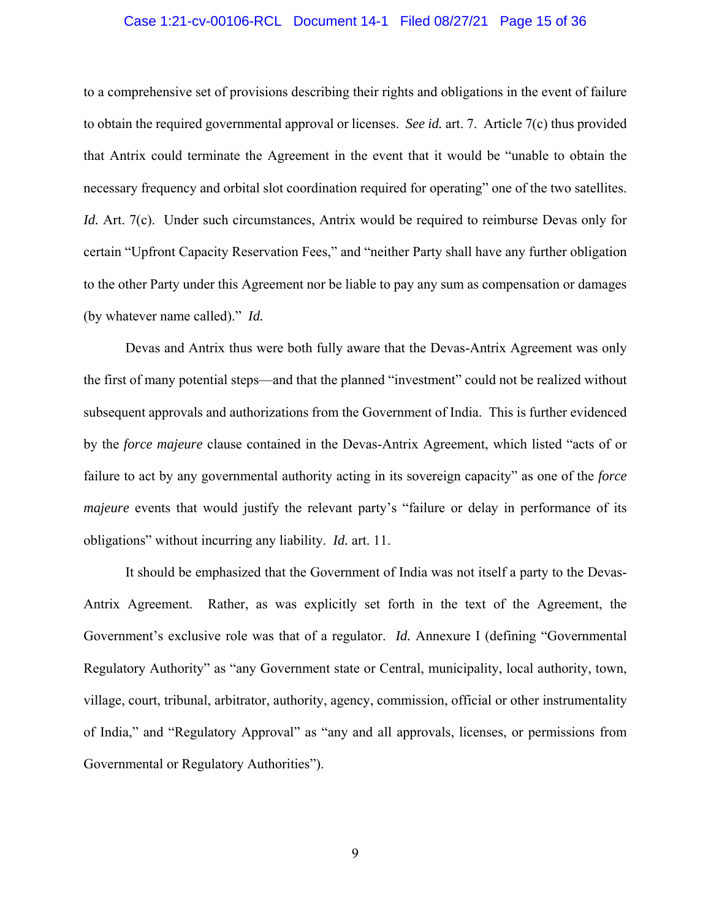to a comprehensive set of provisions describing their rights and obligations in the event of failure to obtain the required governmental approval or licenses. *See id.* art. 7. Article 7(c) thus provided that Antrix could terminate the Agreement in the event that it would be "unable to obtain the necessary frequency and orbital slot coordination required for operating" one of the two satellites. *Id.* Art. 7(c). Under such circumstances, Antrix would be required to reimburse Devas only for certain "Upfront Capacity Reservation Fees," and "neither Party shall have any further obligation to the other Party under this Agreement nor be liable to pay any sum as compensation or damages (by whatever name called)." *Id.*

Devas and Antrix thus were both fully aware that the Devas-Antrix Agreement was only the first of many potential steps—and that the planned "investment" could not be realized without subsequent approvals and authorizations from the Government of India. This is further evidenced by the *force majeure* clause contained in the Devas-Antrix Agreement, which listed "acts of or failure to act by any governmental authority acting in its sovereign capacity" as one of the *force majeure* events that would justify the relevant party's "failure or delay in performance of its obligations" without incurring any liability. *Id.* art. 11.

It should be emphasized that the Government of India was not itself a party to the Devas-Antrix Agreement. Rather, as was explicitly set forth in the text of the Agreement, the Government's exclusive role was that of a regulator. *Id.* Annexure I (defining "Governmental Regulatory Authority" as "any Government state or Central, municipality, local authority, town, village, court, tribunal, arbitrator, authority, agency, commission, official or other instrumentality of India," and "Regulatory Approval" as "any and all approvals, licenses, or permissions from Governmental or Regulatory Authorities").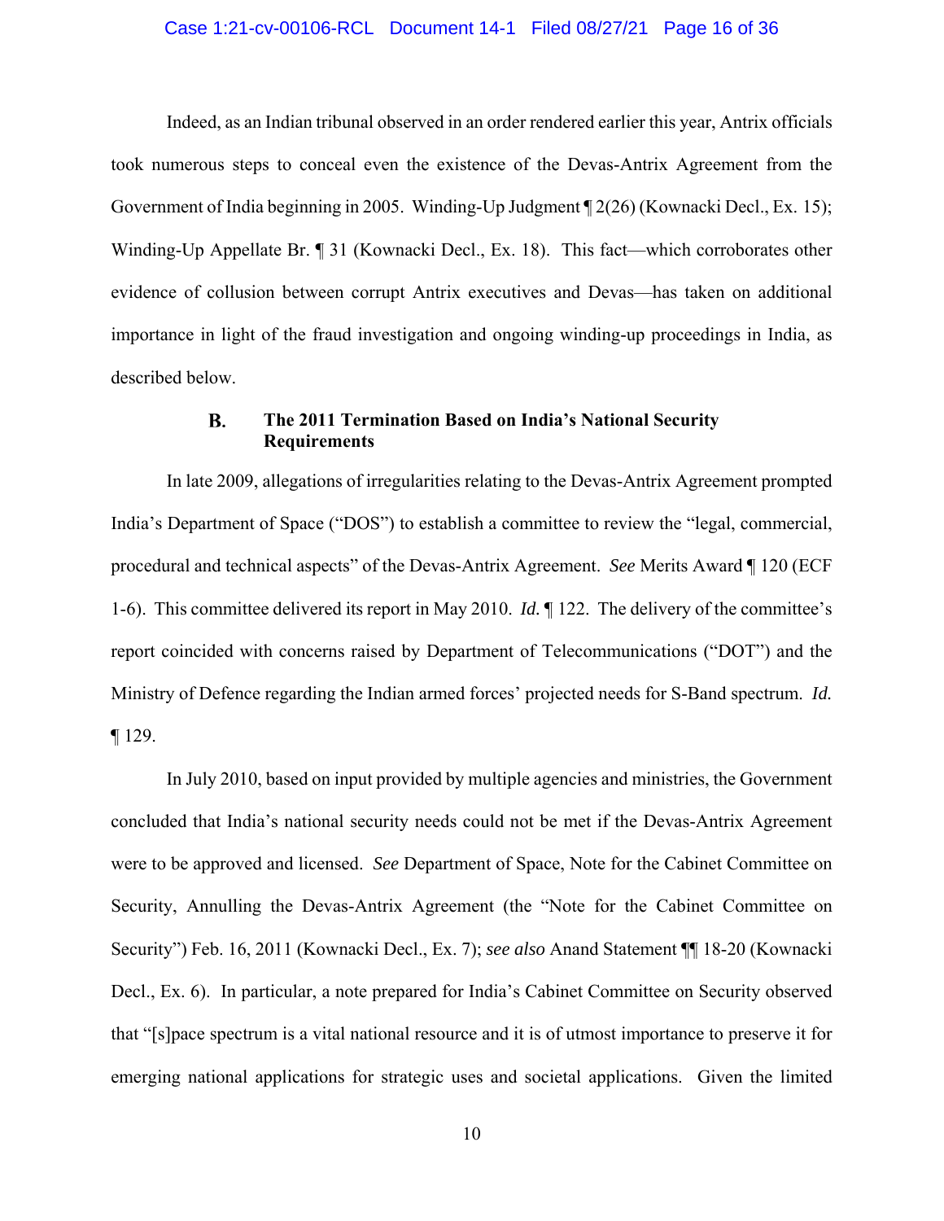Indeed, as an Indian tribunal observed in an order rendered earlier this year, Antrix officials took numerous steps to conceal even the existence of the Devas-Antrix Agreement from the Government of India beginning in 2005. Winding-Up Judgment ¶ 2(26) (Kownacki Decl., Ex. 15); Winding-Up Appellate Br. ¶ 31 (Kownacki Decl., Ex. 18). This fact—which corroborates other evidence of collusion between corrupt Antrix executives and Devas—has taken on additional importance in light of the fraud investigation and ongoing winding-up proceedings in India, as described below.

### B. The 2011 Termination Based on India's National Security Requirements

In late 2009, allegations of irregularities relating to the Devas-Antrix Agreement prompted India's Department of Space ("DOS") to establish a committee to review the "legal, commercial, procedural and technical aspects" of the Devas-Antrix Agreement. *See* Merits Award ¶ 120 (ECF 1-6). This committee delivered its report in May 2010. *Id.* ¶ 122. The delivery of the committee's report coincided with concerns raised by Department of Telecommunications ("DOT") and the Ministry of Defence regarding the Indian armed forces' projected needs for S-Band spectrum. *Id.* ¶ 129.

In July 2010, based on input provided by multiple agencies and ministries, the Government concluded that India's national security needs could not be met if the Devas-Antrix Agreement were to be approved and licensed. *See* Department of Space, Note for the Cabinet Committee on Security, Annulling the Devas-Antrix Agreement (the "Note for the Cabinet Committee on Security") Feb. 16, 2011 (Kownacki Decl., Ex. 7); *see also* Anand Statement ¶¶ 18-20 (Kownacki Decl., Ex. 6). In particular, a note prepared for India's Cabinet Committee on Security observed that "[s]pace spectrum is a vital national resource and it is of utmost importance to preserve it for emerging national applications for strategic uses and societal applications. Given the limited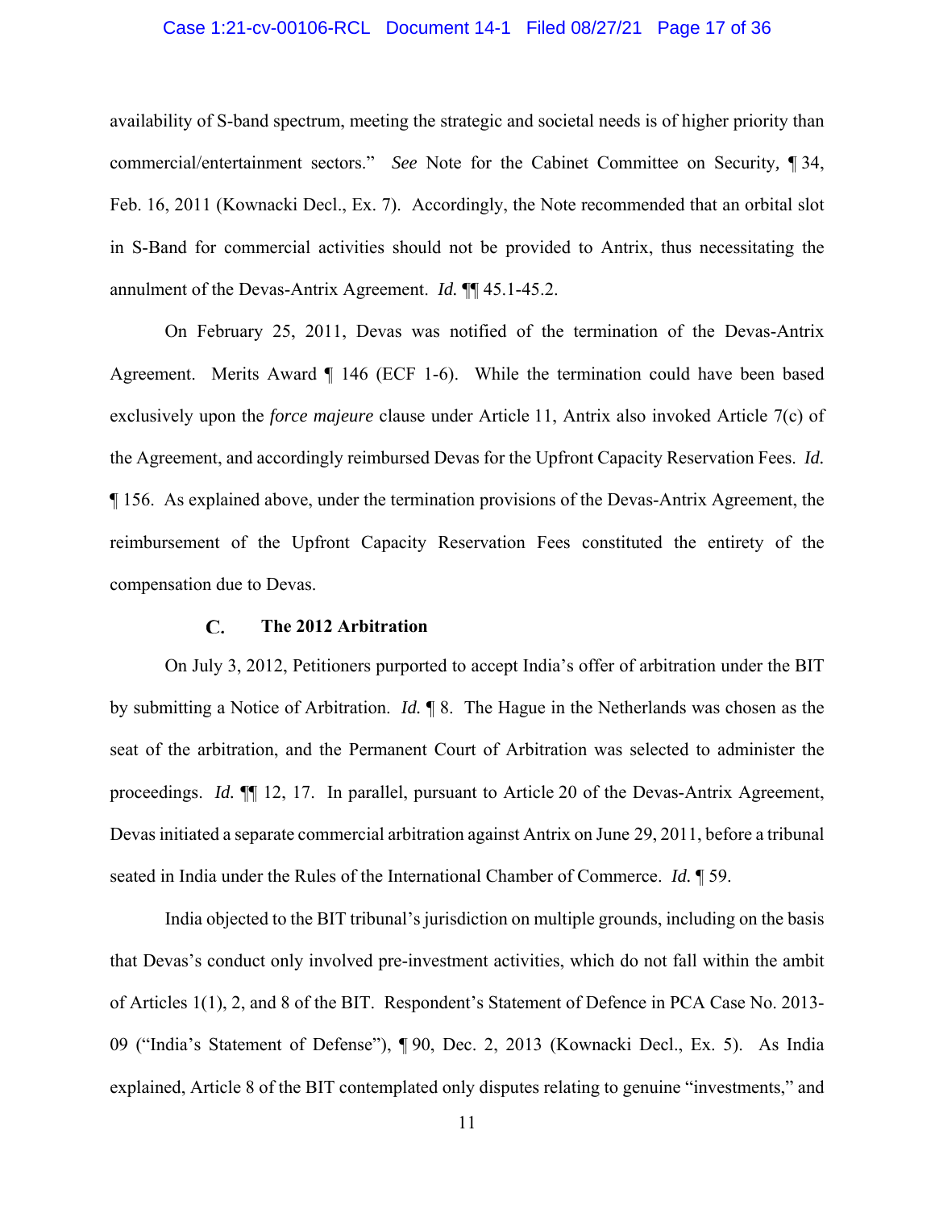availability of S-band spectrum, meeting the strategic and societal needs is of higher priority than commercial/entertainment sectors." *See* Note for the Cabinet Committee on Security, ¶ 34, Feb. 16, 2011 (Kownacki Decl., Ex. 7). Accordingly, the Note recommended that an orbital slot in S-Band for commercial activities should not be provided to Antrix, thus necessitating the annulment of the Devas-Antrix Agreement. *Id.* ¶¶ 45.1-45.2.

On February 25, 2011, Devas was notified of the termination of the Devas-Antrix Agreement. Merits Award ¶ 146 (ECF 1-6). While the termination could have been based exclusively upon the *force majeure* clause under Article 11, Antrix also invoked Article 7(c) of the Agreement, and accordingly reimbursed Devas for the Upfront Capacity Reservation Fees. *Id.* ¶ 156. As explained above, under the termination provisions of the Devas-Antrix Agreement, the reimbursement of the Upfront Capacity Reservation Fees constituted the entirety of the compensation due to Devas.

### C. The 2012 Arbitration

On July 3, 2012, Petitioners purported to accept India's offer of arbitration under the BIT by submitting a Notice of Arbitration. *Id.* ¶ 8. The Hague in the Netherlands was chosen as the seat of the arbitration, and the Permanent Court of Arbitration was selected to administer the proceedings. *Id.* ¶¶ 12, 17. In parallel, pursuant to Article 20 of the Devas-Antrix Agreement, Devas initiated a separate commercial arbitration against Antrix on June 29, 2011, before a tribunal seated in India under the Rules of the International Chamber of Commerce. *Id.* ¶ 59.

India objected to the BIT tribunal's jurisdiction on multiple grounds, including on the basis that Devas's conduct only involved pre-investment activities, which do not fall within the ambit of Articles 1(1), 2, and 8 of the BIT. Respondent's Statement of Defence in PCA Case No. 2013-09 ("India's Statement of Defense"), ¶ 90, Dec. 2, 2013 (Kownacki Decl., Ex. 5). As India explained, Article 8 of the BIT contemplated only disputes relating to genuine "investments," and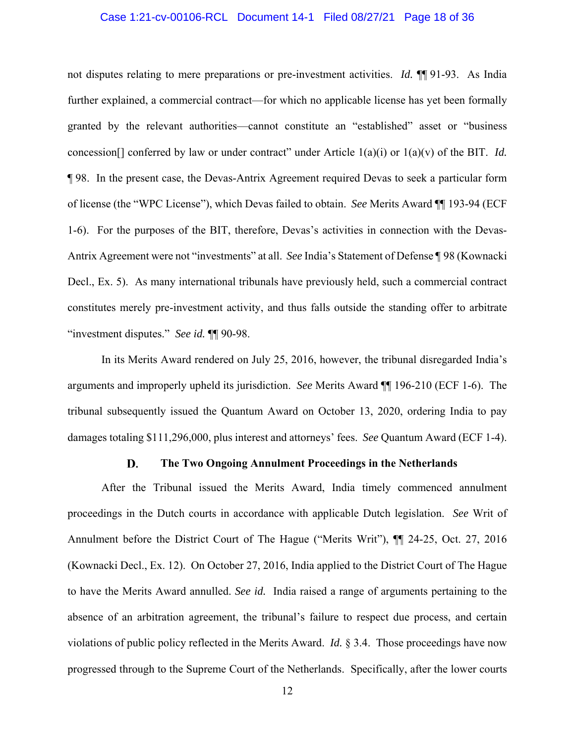not disputes relating to mere preparations or pre-investment activities. *Id.* ¶¶ 91-93. As India further explained, a commercial contract—for which no applicable license has yet been formally granted by the relevant authorities—cannot constitute an "established" asset or "business concession[] conferred by law or under contract" under Article 1(a)(i) or 1(a)(v) of the BIT. *Id.* ¶ 98. In the present case, the Devas-Antrix Agreement required Devas to seek a particular form of license (the "WPC License"), which Devas failed to obtain. *See* Merits Award ¶¶ 193-94 (ECF 1-6). For the purposes of the BIT, therefore, Devas's activities in connection with the Devas-Antrix Agreement were not "investments" at all. *See* India's Statement of Defense ¶ 98 (Kownacki Decl., Ex. 5). As many international tribunals have previously held, such a commercial contract constitutes merely pre-investment activity, and thus falls outside the standing offer to arbitrate "investment disputes." *See id.* ¶¶ 90-98.

In its Merits Award rendered on July 25, 2016, however, the tribunal disregarded India's arguments and improperly upheld its jurisdiction. *See* Merits Award ¶¶ 196-210 (ECF 1-6). The tribunal subsequently issued the Quantum Award on October 13, 2020, ordering India to pay damages totaling $111,296,000, plus interest and attorneys' fees. *See* Quantum Award (ECF 1-4).

### D. The Two Ongoing Annulment Proceedings in the Netherlands

After the Tribunal issued the Merits Award, India timely commenced annulment proceedings in the Dutch courts in accordance with applicable Dutch legislation. *See* Writ of Annulment before the District Court of The Hague ("Merits Writ"), ¶¶ 24-25, Oct. 27, 2016 (Kownacki Decl., Ex. 12). On October 27, 2016, India applied to the District Court of The Hague to have the Merits Award annulled. *See id.* India raised a range of arguments pertaining to the absence of an arbitration agreement, the tribunal's failure to respect due process, and certain violations of public policy reflected in the Merits Award. *Id.* § 3.4. Those proceedings have now progressed through to the Supreme Court of the Netherlands. Specifically, after the lower courts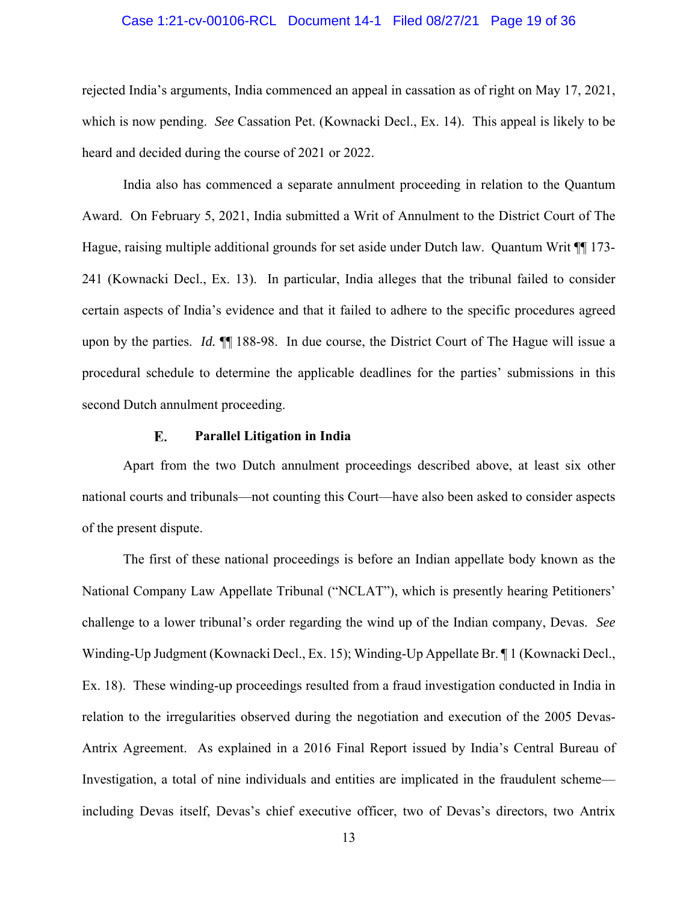rejected India's arguments, India commenced an appeal in cassation as of right on May 17, 2021, which is now pending. *See* Cassation Pet. (Kownacki Decl., Ex. 14). This appeal is likely to be heard and decided during the course of 2021 or 2022.

India also has commenced a separate annulment proceeding in relation to the Quantum Award. On February 5, 2021, India submitted a Writ of Annulment to the District Court of The Hague, raising multiple additional grounds for set aside under Dutch law. Quantum Writ ¶¶ 173-241 (Kownacki Decl., Ex. 13). In particular, India alleges that the tribunal failed to consider certain aspects of India's evidence and that it failed to adhere to the specific procedures agreed upon by the parties. *Id.* ¶¶ 188-98. In due course, the District Court of The Hague will issue a procedural schedule to determine the applicable deadlines for the parties' submissions in this second Dutch annulment proceeding.

### E. Parallel Litigation in India

Apart from the two Dutch annulment proceedings described above, at least six other national courts and tribunals—not counting this Court—have also been asked to consider aspects of the present dispute.

The first of these national proceedings is before an Indian appellate body known as the National Company Law Appellate Tribunal ("NCLAT"), which is presently hearing Petitioners' challenge to a lower tribunal's order regarding the wind up of the Indian company, Devas. *See* Winding-Up Judgment (Kownacki Decl., Ex. 15); Winding-Up Appellate Br. ¶ 1 (Kownacki Decl., Ex. 18). These winding-up proceedings resulted from a fraud investigation conducted in India in relation to the irregularities observed during the negotiation and execution of the 2005 Devas-Antrix Agreement. As explained in a 2016 Final Report issued by India's Central Bureau of Investigation, a total of nine individuals and entities are implicated in the fraudulent scheme—including Devas itself, Devas's chief executive officer, two of Devas's directors, two Antrix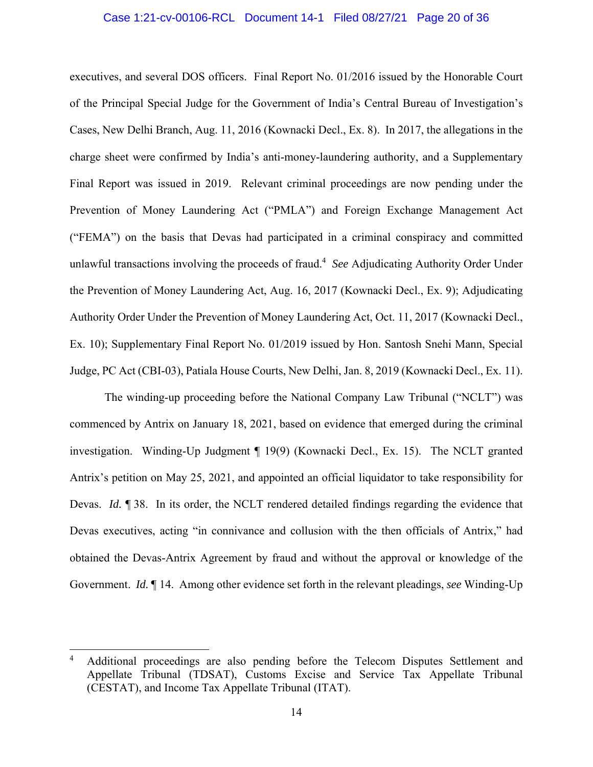executives, and several DOS officers. Final Report No. 01/2016 issued by the Honorable Court of the Principal Special Judge for the Government of India's Central Bureau of Investigation's Cases, New Delhi Branch, Aug. 11, 2016 (Kownacki Decl., Ex. 8). In 2017, the allegations in the charge sheet were confirmed by India's anti-money-laundering authority, and a Supplementary Final Report was issued in 2019. Relevant criminal proceedings are now pending under the Prevention of Money Laundering Act ("PMLA") and Foreign Exchange Management Act ("FEMA") on the basis that Devas had participated in a criminal conspiracy and committed unlawful transactions involving the proceeds of fraud.[4] *See* Adjudicating Authority Order Under the Prevention of Money Laundering Act, Aug. 16, 2017 (Kownacki Decl., Ex. 9); Adjudicating Authority Order Under the Prevention of Money Laundering Act, Oct. 11, 2017 (Kownacki Decl., Ex. 10); Supplementary Final Report No. 01/2019 issued by Hon. Santosh Snehi Mann, Special Judge, PC Act (CBI-03), Patiala House Courts, New Delhi, Jan. 8, 2019 (Kownacki Decl., Ex. 11).

The winding-up proceeding before the National Company Law Tribunal ("NCLT") was commenced by Antrix on January 18, 2021, based on evidence that emerged during the criminal investigation. Winding-Up Judgment ¶ 19(9) (Kownacki Decl., Ex. 15). The NCLT granted Antrix's petition on May 25, 2021, and appointed an official liquidator to take responsibility for Devas. *Id.* ¶ 38. In its order, the NCLT rendered detailed findings regarding the evidence that Devas executives, acting "in connivance and collusion with the then officials of Antrix," had obtained the Devas-Antrix Agreement by fraud and without the approval or knowledge of the Government. *Id.* ¶ 14. Among other evidence set forth in the relevant pleadings, *see* Winding-Up

---

[4] Additional proceedings are also pending before the Telecom Disputes Settlement and Appellate Tribunal (TDSAT), Customs Excise and Service Tax Appellate Tribunal (CESTAT), and Income Tax Appellate Tribunal (ITAT).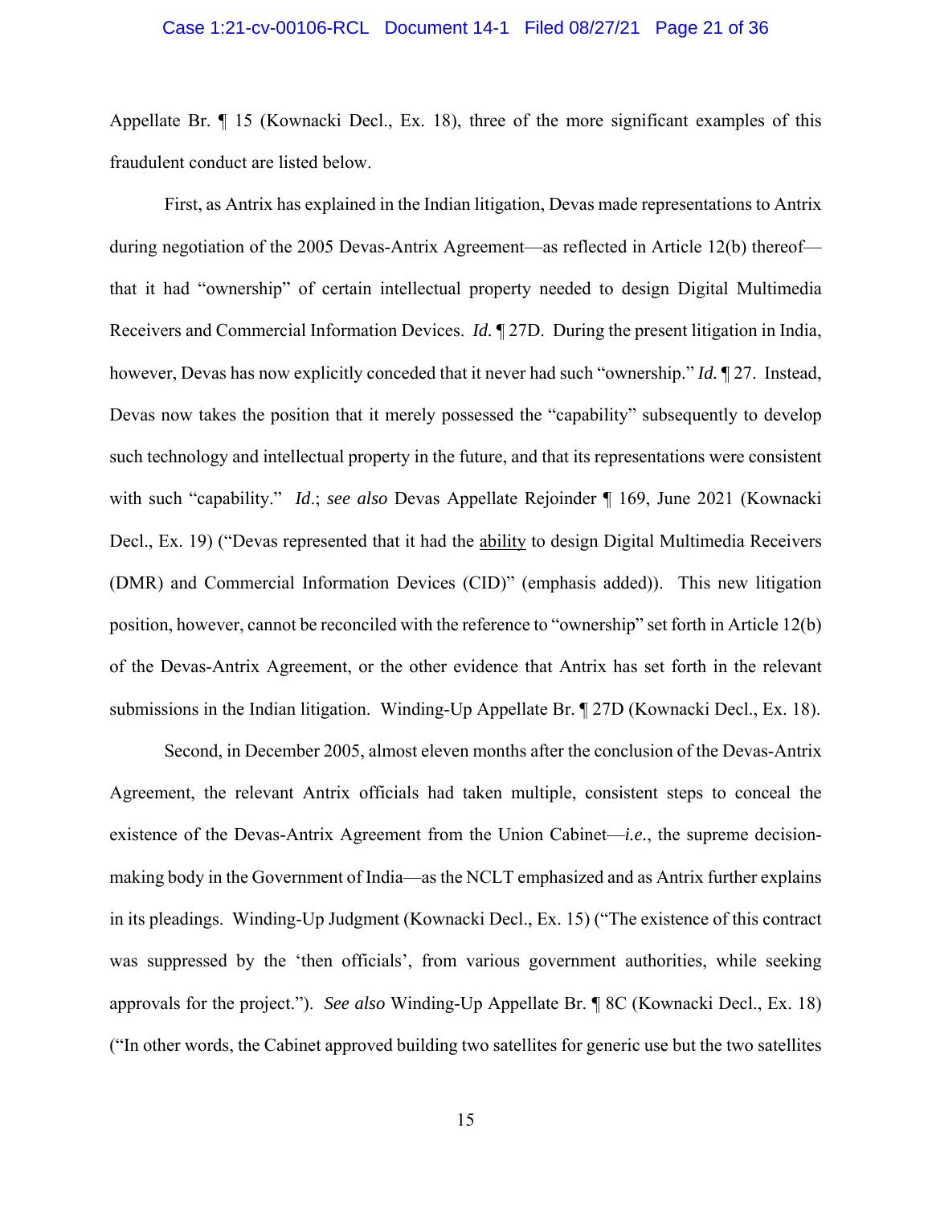Appellate Br. ¶ 15 (Kownacki Decl., Ex. 18), three of the more significant examples of this fraudulent conduct are listed below.

First, as Antrix has explained in the Indian litigation, Devas made representations to Antrix during negotiation of the 2005 Devas-Antrix Agreement—as reflected in Article 12(b) thereof—that it had "ownership" of certain intellectual property needed to design Digital Multimedia Receivers and Commercial Information Devices. *Id.* ¶ 27D. During the present litigation in India, however, Devas has now explicitly conceded that it never had such "ownership." *Id.* ¶ 27. Instead, Devas now takes the position that it merely possessed the "capability" subsequently to develop such technology and intellectual property in the future, and that its representations were consistent with such "capability." *Id*.; *see also* Devas Appellate Rejoinder ¶ 169, June 2021 (Kownacki Decl., Ex. 19) ("Devas represented that it had the <u>ability</u> to design Digital Multimedia Receivers (DMR) and Commercial Information Devices (CID)" (emphasis added)). This new litigation position, however, cannot be reconciled with the reference to "ownership" set forth in Article 12(b) of the Devas-Antrix Agreement, or the other evidence that Antrix has set forth in the relevant submissions in the Indian litigation. Winding-Up Appellate Br. ¶ 27D (Kownacki Decl., Ex. 18).

Second, in December 2005, almost eleven months after the conclusion of the Devas-Antrix Agreement, the relevant Antrix officials had taken multiple, consistent steps to conceal the existence of the Devas-Antrix Agreement from the Union Cabinet—*i.e.*, the supreme decision-making body in the Government of India—as the NCLT emphasized and as Antrix further explains in its pleadings. Winding-Up Judgment (Kownacki Decl., Ex. 15) ("The existence of this contract was suppressed by the 'then officials', from various government authorities, while seeking approvals for the project."). *See also* Winding-Up Appellate Br. ¶ 8C (Kownacki Decl., Ex. 18) ("In other words, the Cabinet approved building two satellites for generic use but the two satellites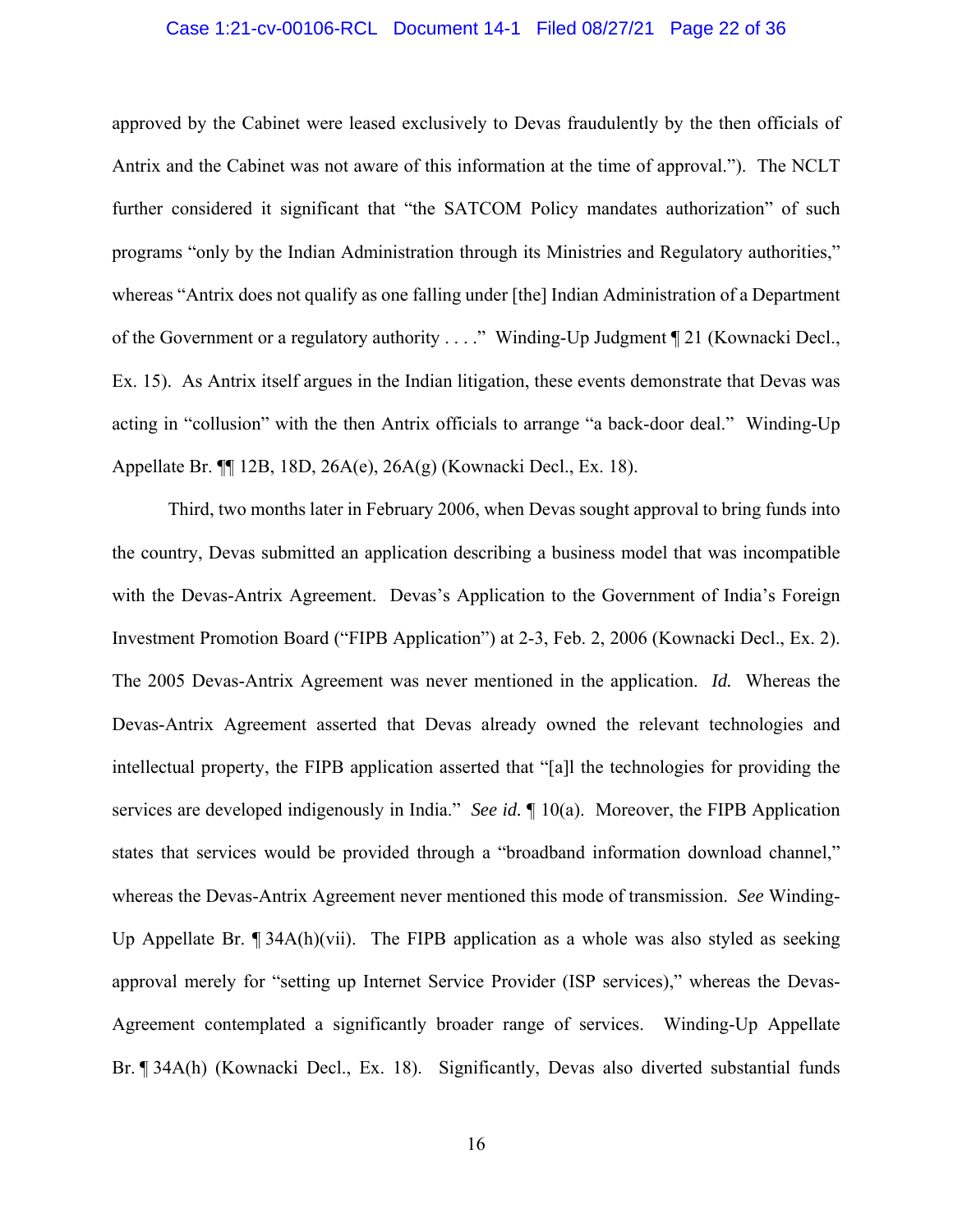approved by the Cabinet were leased exclusively to Devas fraudulently by the then officials of Antrix and the Cabinet was not aware of this information at the time of approval."). The NCLT further considered it significant that "the SATCOM Policy mandates authorization" of such programs "only by the Indian Administration through its Ministries and Regulatory authorities," whereas "Antrix does not qualify as one falling under [the] Indian Administration of a Department of the Government or a regulatory authority . . . ." Winding-Up Judgment ¶ 21 (Kownacki Decl., Ex. 15). As Antrix itself argues in the Indian litigation, these events demonstrate that Devas was acting in "collusion" with the then Antrix officials to arrange "a back-door deal." Winding-Up Appellate Br. ¶¶ 12B, 18D, 26A(e), 26A(g) (Kownacki Decl., Ex. 18).

Third, two months later in February 2006, when Devas sought approval to bring funds into the country, Devas submitted an application describing a business model that was incompatible with the Devas-Antrix Agreement. Devas's Application to the Government of India's Foreign Investment Promotion Board ("FIPB Application") at 2-3, Feb. 2, 2006 (Kownacki Decl., Ex. 2). The 2005 Devas-Antrix Agreement was never mentioned in the application. *Id.* Whereas the Devas-Antrix Agreement asserted that Devas already owned the relevant technologies and intellectual property, the FIPB application asserted that "[a]ll the technologies for providing the services are developed indigenously in India." *See id.* ¶ 10(a). Moreover, the FIPB Application states that services would be provided through a "broadband information download channel," whereas the Devas-Antrix Agreement never mentioned this mode of transmission. *See* Winding-Up Appellate Br. ¶ 34A(h)(vii). The FIPB application as a whole was also styled as seeking approval merely for "setting up Internet Service Provider (ISP services)," whereas the Devas-Agreement contemplated a significantly broader range of services. Winding-Up Appellate Br. ¶ 34A(h) (Kownacki Decl., Ex. 18). Significantly, Devas also diverted substantial funds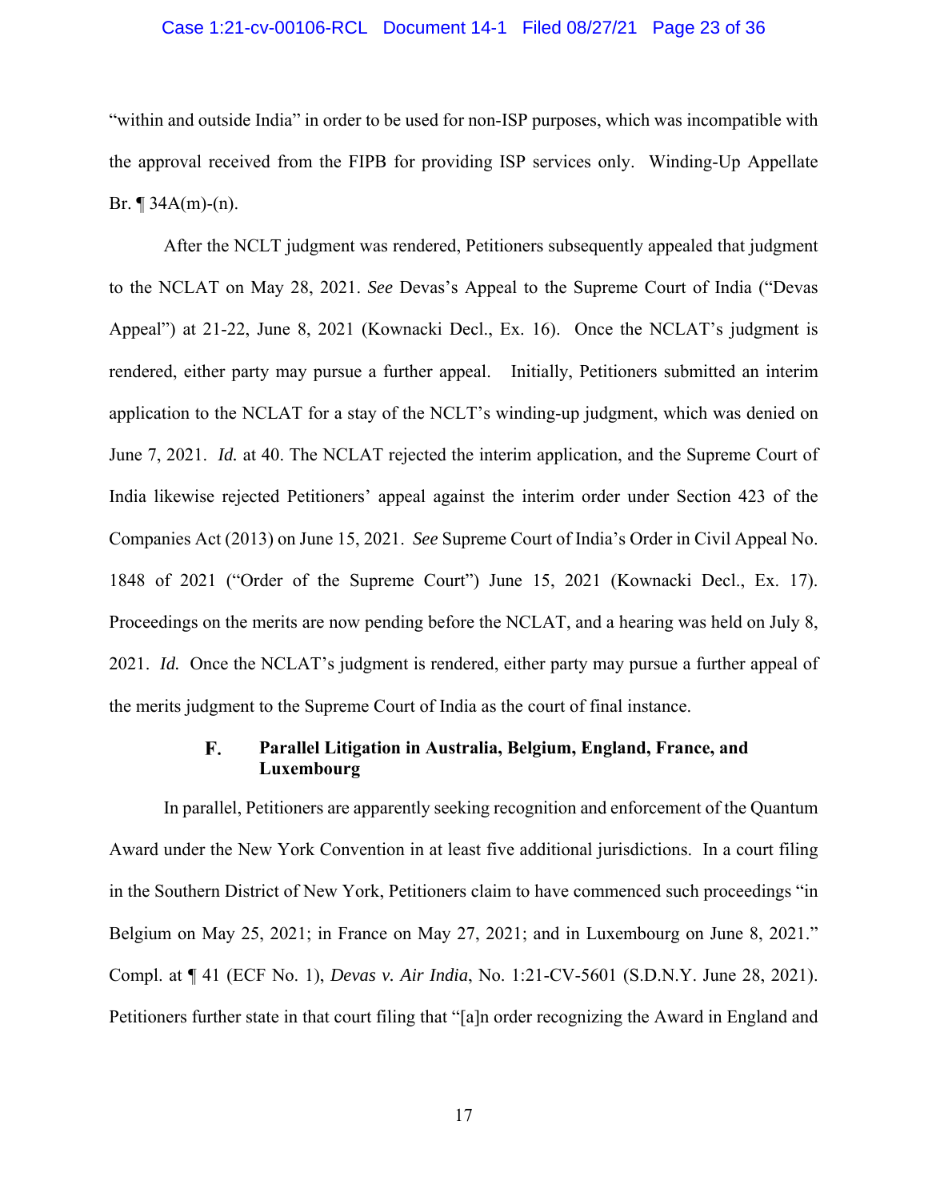"within and outside India" in order to be used for non-ISP purposes, which was incompatible with the approval received from the FIPB for providing ISP services only. Winding-Up Appellate Br. ¶ 34A(m)-(n).

After the NCLT judgment was rendered, Petitioners subsequently appealed that judgment to the NCLAT on May 28, 2021. *See* Devas's Appeal to the Supreme Court of India ("Devas Appeal") at 21-22, June 8, 2021 (Kownacki Decl., Ex. 16). Once the NCLAT's judgment is rendered, either party may pursue a further appeal. Initially, Petitioners submitted an interim application to the NCLAT for a stay of the NCLT's winding-up judgment, which was denied on June 7, 2021. *Id.* at 40. The NCLAT rejected the interim application, and the Supreme Court of India likewise rejected Petitioners' appeal against the interim order under Section 423 of the Companies Act (2013) on June 15, 2021. *See* Supreme Court of India's Order in Civil Appeal No. 1848 of 2021 ("Order of the Supreme Court") June 15, 2021 (Kownacki Decl., Ex. 17). Proceedings on the merits are now pending before the NCLAT, and a hearing was held on July 8, 2021. *Id.* Once the NCLAT's judgment is rendered, either party may pursue a further appeal of the merits judgment to the Supreme Court of India as the court of final instance.

### F. Parallel Litigation in Australia, Belgium, England, France, and Luxembourg

In parallel, Petitioners are apparently seeking recognition and enforcement of the Quantum Award under the New York Convention in at least five additional jurisdictions. In a court filing in the Southern District of New York, Petitioners claim to have commenced such proceedings "in Belgium on May 25, 2021; in France on May 27, 2021; and in Luxembourg on June 8, 2021." Compl. at ¶ 41 (ECF No. 1), *Devas v. Air India*, No. 1:21-CV-5601 (S.D.N.Y. June 28, 2021). Petitioners further state in that court filing that "[a]n order recognizing the Award in England and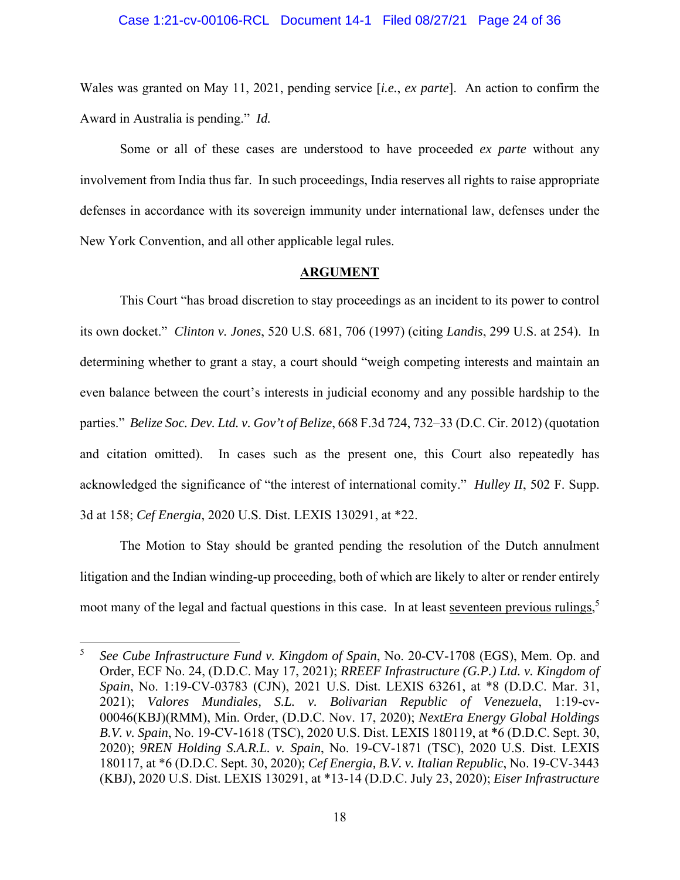Wales was granted on May 11, 2021, pending service [*i.e.*, *ex parte*]. An action to confirm the Award in Australia is pending." *Id.*

Some or all of these cases are understood to have proceeded *ex parte* without any involvement from India thus far. In such proceedings, India reserves all rights to raise appropriate defenses in accordance with its sovereign immunity under international law, defenses under the New York Convention, and all other applicable legal rules.

## ARGUMENT

This Court "has broad discretion to stay proceedings as an incident to its power to control its own docket." *Clinton v. Jones*, 520 U.S. 681, 706 (1997) (citing *Landis*, 299 U.S. at 254). In determining whether to grant a stay, a court should "weigh competing interests and maintain an even balance between the court's interests in judicial economy and any possible hardship to the parties." *Belize Soc. Dev. Ltd. v. Gov't of Belize*, 668 F.3d 724, 732–33 (D.C. Cir. 2012) (quotation and citation omitted). In cases such as the present one, this Court also repeatedly has acknowledged the significance of "the interest of international comity." *Hulley II*, 502 F. Supp. 3d at 158; *Cef Energia*, 2020 U.S. Dist. LEXIS 130291, at *22.

The Motion to Stay should be granted pending the resolution of the Dutch annulment litigation and the Indian winding-up proceeding, both of which are likely to alter or render entirely moot many of the legal and factual questions in this case. In at least seventeen previous rulings,[5]

---

[5] *See Cube Infrastructure Fund v. Kingdom of Spain*, No. 20-CV-1708 (EGS), Mem. Op. and Order, ECF No. 24, (D.D.C. May 17, 2021); *RREEF Infrastructure (G.P.) Ltd. v. Kingdom of Spain*, No. 1:19-CV-03783 (CJN), 2021 U.S. Dist. LEXIS 63261, at *8 (D.D.C. Mar. 31, 2021); *Valores Mundiales, S.L. v. Bolivarian Republic of Venezuela*, 1:19-cv-00046(KBJ)(RMM), Min. Order, (D.D.C. Nov. 17, 2020); *NextEra Energy Global Holdings B.V. v. Spain*, No. 19-CV-1618 (TSC), 2020 U.S. Dist. LEXIS 180119, at *6 (D.D.C. Sept. 30, 2020); *9REN Holding S.A.R.L. v. Spain*, No. 19-CV-1871 (TSC), 2020 U.S. Dist. LEXIS 180117, at *6 (D.D.C. Sept. 30, 2020); *Cef Energia, B.V. v. Italian Republic*, No. 19-CV-3443 (KBJ), 2020 U.S. Dist. LEXIS 130291, at *13-14 (D.D.C. July 23, 2020); *Eiser Infrastructure*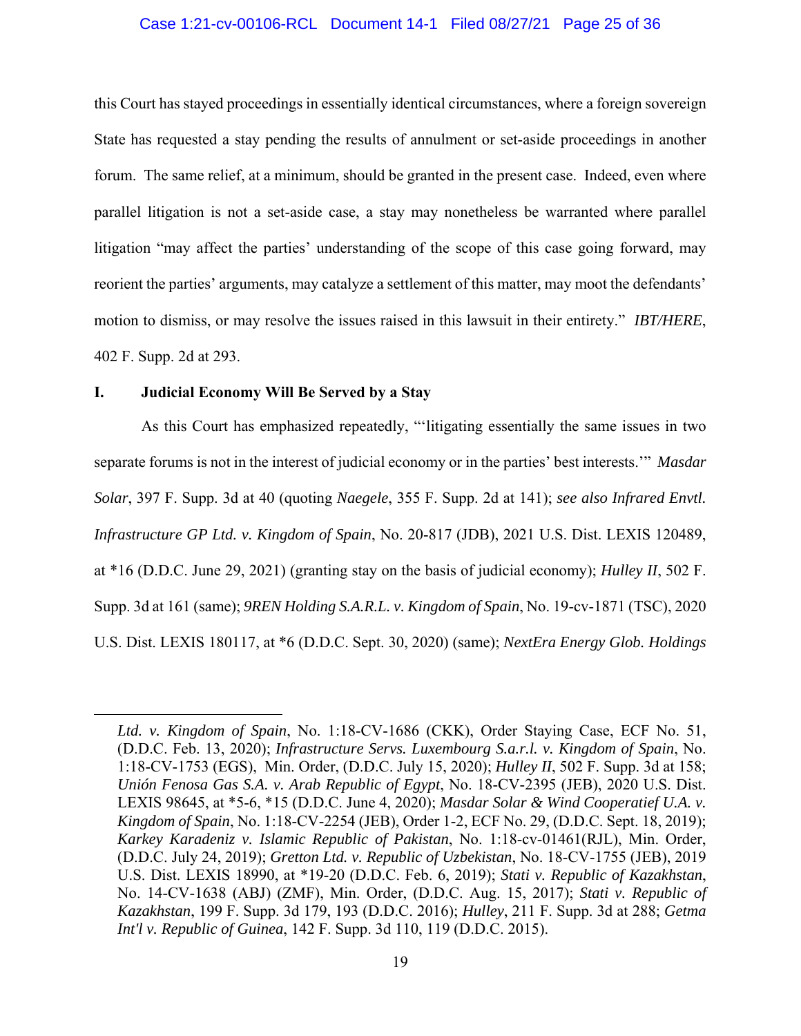this Court has stayed proceedings in essentially identical circumstances, where a foreign sovereign State has requested a stay pending the results of annulment or set-aside proceedings in another forum. The same relief, at a minimum, should be granted in the present case. Indeed, even where parallel litigation is not a set-aside case, a stay may nonetheless be warranted where parallel litigation "may affect the parties' understanding of the scope of this case going forward, may reorient the parties' arguments, may catalyze a settlement of this matter, may moot the defendants' motion to dismiss, or may resolve the issues raised in this lawsuit in their entirety." *IBT/HERE*, 402 F. Supp. 2d at 293.

## I. Judicial Economy Will Be Served by a Stay

As this Court has emphasized repeatedly, "'litigating essentially the same issues in two separate forums is not in the interest of judicial economy or in the parties' best interests.'" *Masdar Solar*, 397 F. Supp. 3d at 40 (quoting *Naegele*, 355 F. Supp. 2d at 141); *see also Infrared Envtl. Infrastructure GP Ltd. v. Kingdom of Spain*, No. 20-817 (JDB), 2021 U.S. Dist. LEXIS 120489, at *16 (D.D.C. June 29, 2021) (granting stay on the basis of judicial economy); *Hulley II*, 502 F. Supp. 3d at 161 (same); *9REN Holding S.A.R.L. v. Kingdom of Spain*, No. 19-cv-1871 (TSC), 2020 U.S. Dist. LEXIS 180117, at *6 (D.D.C. Sept. 30, 2020) (same); *NextEra Energy Glob. Holdings*

---

*Ltd. v. Kingdom of Spain*, No. 1:18-CV-1686 (CKK), Order Staying Case, ECF No. 51, (D.D.C. Feb. 13, 2020); *Infrastructure Servs. Luxembourg S.a.r.l. v. Kingdom of Spain*, No. 1:18-CV-1753 (EGS), Min. Order, (D.D.C. July 15, 2020); *Hulley II*, 502 F. Supp. 3d at 158; *Unión Fenosa Gas S.A. v. Arab Republic of Egypt*, No. 18-CV-2395 (JEB), 2020 U.S. Dist. LEXIS 98645, at *5-6, *15 (D.D.C. June 4, 2020); *Masdar Solar & Wind Cooperatief U.A. v. Kingdom of Spain*, No. 1:18-CV-2254 (JEB), Order 1-2, ECF No. 29, (D.D.C. Sept. 18, 2019); *Karkey Karadeniz v. Islamic Republic of Pakistan*, No. 1:18-cv-01461(RJL), Min. Order, (D.D.C. July 24, 2019); *Gretton Ltd. v. Republic of Uzbekistan*, No. 18-CV-1755 (JEB), 2019 U.S. Dist. LEXIS 18990, at *19-20 (D.D.C. Feb. 6, 2019); *Stati v. Republic of Kazakhstan*, No. 14-CV-1638 (ABJ) (ZMF), Min. Order, (D.D.C. Aug. 15, 2017); *Stati v. Republic of Kazakhstan*, 199 F. Supp. 3d 179, 193 (D.D.C. 2016); *Hulley*, 211 F. Supp. 3d at 288; *Getma Int'l v. Republic of Guinea*, 142 F. Supp. 3d 110, 119 (D.D.C. 2015).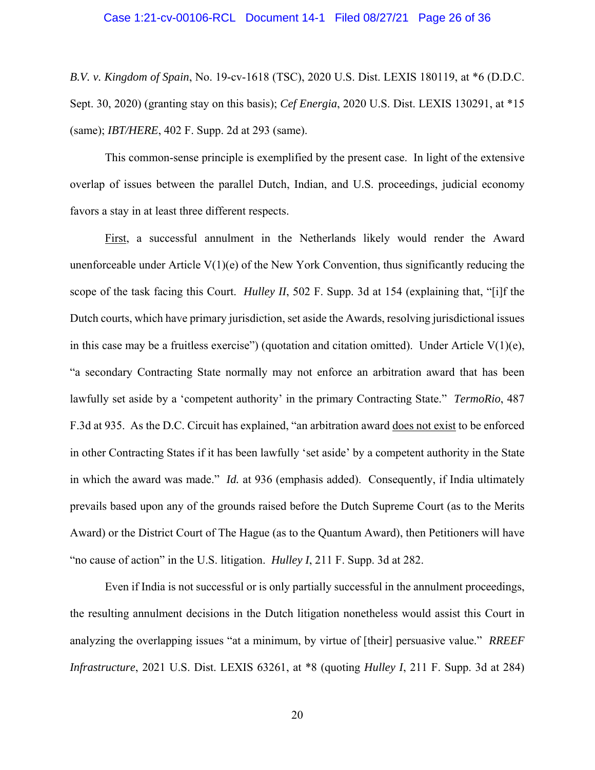*B.V. v. Kingdom of Spain*, No. 19-cv-1618 (TSC), 2020 U.S. Dist. LEXIS 180119, at *6 (D.D.C. Sept. 30, 2020) (granting stay on this basis); *Cef Energia*, 2020 U.S. Dist. LEXIS 130291, at *15 (same); *IBT/HERE*, 402 F. Supp. 2d at 293 (same).

This common-sense principle is exemplified by the present case. In light of the extensive overlap of issues between the parallel Dutch, Indian, and U.S. proceedings, judicial economy favors a stay in at least three different respects.

<u>First</u>, a successful annulment in the Netherlands likely would render the Award unenforceable under Article V(1)(e) of the New York Convention, thus significantly reducing the scope of the task facing this Court. *Hulley II*, 502 F. Supp. 3d at 154 (explaining that, "[i]f the Dutch courts, which have primary jurisdiction, set aside the Awards, resolving jurisdictional issues in this case may be a fruitless exercise") (quotation and citation omitted). Under Article V(1)(e), "a secondary Contracting State normally may not enforce an arbitration award that has been lawfully set aside by a 'competent authority' in the primary Contracting State." *TermoRio*, 487 F.3d at 935. As the D.C. Circuit has explained, "an arbitration award <u>does not exist</u> to be enforced in other Contracting States if it has been lawfully 'set aside' by a competent authority in the State in which the award was made." *Id.* at 936 (emphasis added). Consequently, if India ultimately prevails based upon any of the grounds raised before the Dutch Supreme Court (as to the Merits Award) or the District Court of The Hague (as to the Quantum Award), then Petitioners will have "no cause of action" in the U.S. litigation. *Hulley I*, 211 F. Supp. 3d at 282.

Even if India is not successful or is only partially successful in the annulment proceedings, the resulting annulment decisions in the Dutch litigation nonetheless would assist this Court in analyzing the overlapping issues "at a minimum, by virtue of [their] persuasive value." *RREEF Infrastructure*, 2021 U.S. Dist. LEXIS 63261, at *8 (quoting *Hulley I*, 211 F. Supp. 3d at 284)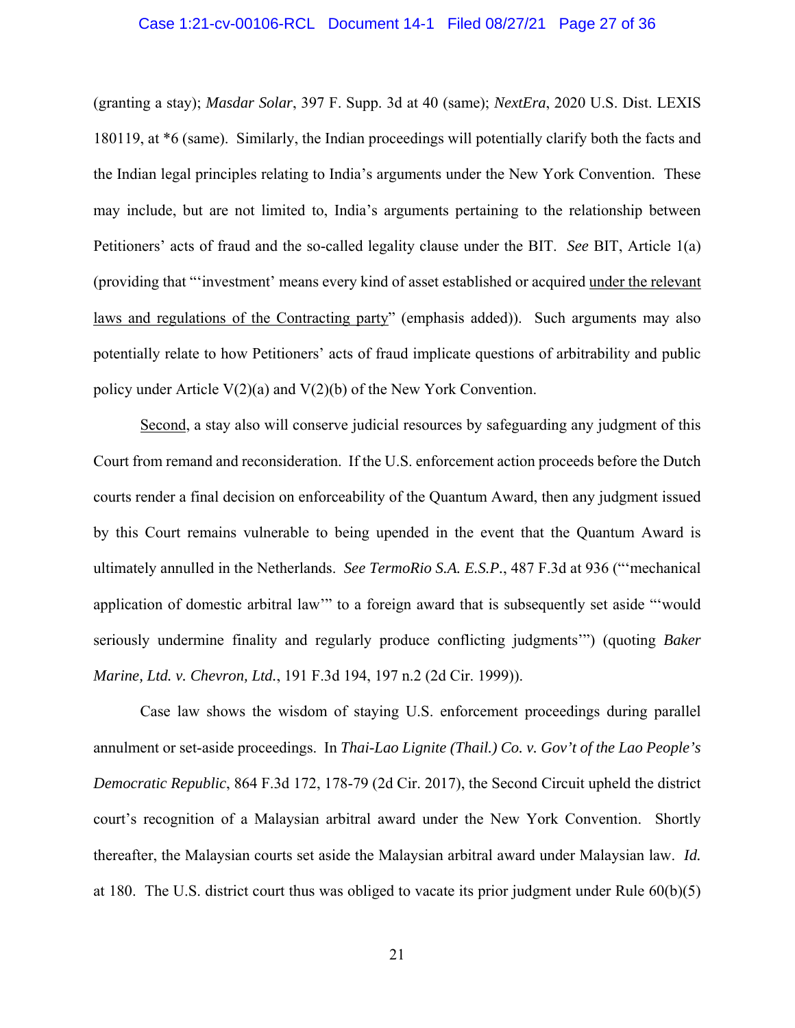(granting a stay); *Masdar Solar*, 397 F. Supp. 3d at 40 (same); *NextEra*, 2020 U.S. Dist. LEXIS 180119, at *6 (same). Similarly, the Indian proceedings will potentially clarify both the facts and the Indian legal principles relating to India's arguments under the New York Convention. These may include, but are not limited to, India's arguments pertaining to the relationship between Petitioners' acts of fraud and the so-called legality clause under the BIT. *See* BIT, Article 1(a) (providing that "'investment' means every kind of asset established or acquired <u>under the relevant laws and regulations of the Contracting party</u>" (emphasis added)). Such arguments may also potentially relate to how Petitioners' acts of fraud implicate questions of arbitrability and public policy under Article V(2)(a) and V(2)(b) of the New York Convention.

<u>Second</u>, a stay also will conserve judicial resources by safeguarding any judgment of this Court from remand and reconsideration. If the U.S. enforcement action proceeds before the Dutch courts render a final decision on enforceability of the Quantum Award, then any judgment issued by this Court remains vulnerable to being upended in the event that the Quantum Award is ultimately annulled in the Netherlands. *See TermoRio S.A. E.S.P.*, 487 F.3d at 936 ("'mechanical application of domestic arbitral law'" to a foreign award that is subsequently set aside "'would seriously undermine finality and regularly produce conflicting judgments'") (quoting *Baker Marine, Ltd. v. Chevron, Ltd.*, 191 F.3d 194, 197 n.2 (2d Cir. 1999)).

Case law shows the wisdom of staying U.S. enforcement proceedings during parallel annulment or set-aside proceedings. In *Thai-Lao Lignite (Thail.) Co. v. Gov't of the Lao People's Democratic Republic*, 864 F.3d 172, 178-79 (2d Cir. 2017), the Second Circuit upheld the district court's recognition of a Malaysian arbitral award under the New York Convention. Shortly thereafter, the Malaysian courts set aside the Malaysian arbitral award under Malaysian law. *Id.* at 180. The U.S. district court thus was obliged to vacate its prior judgment under Rule 60(b)(5)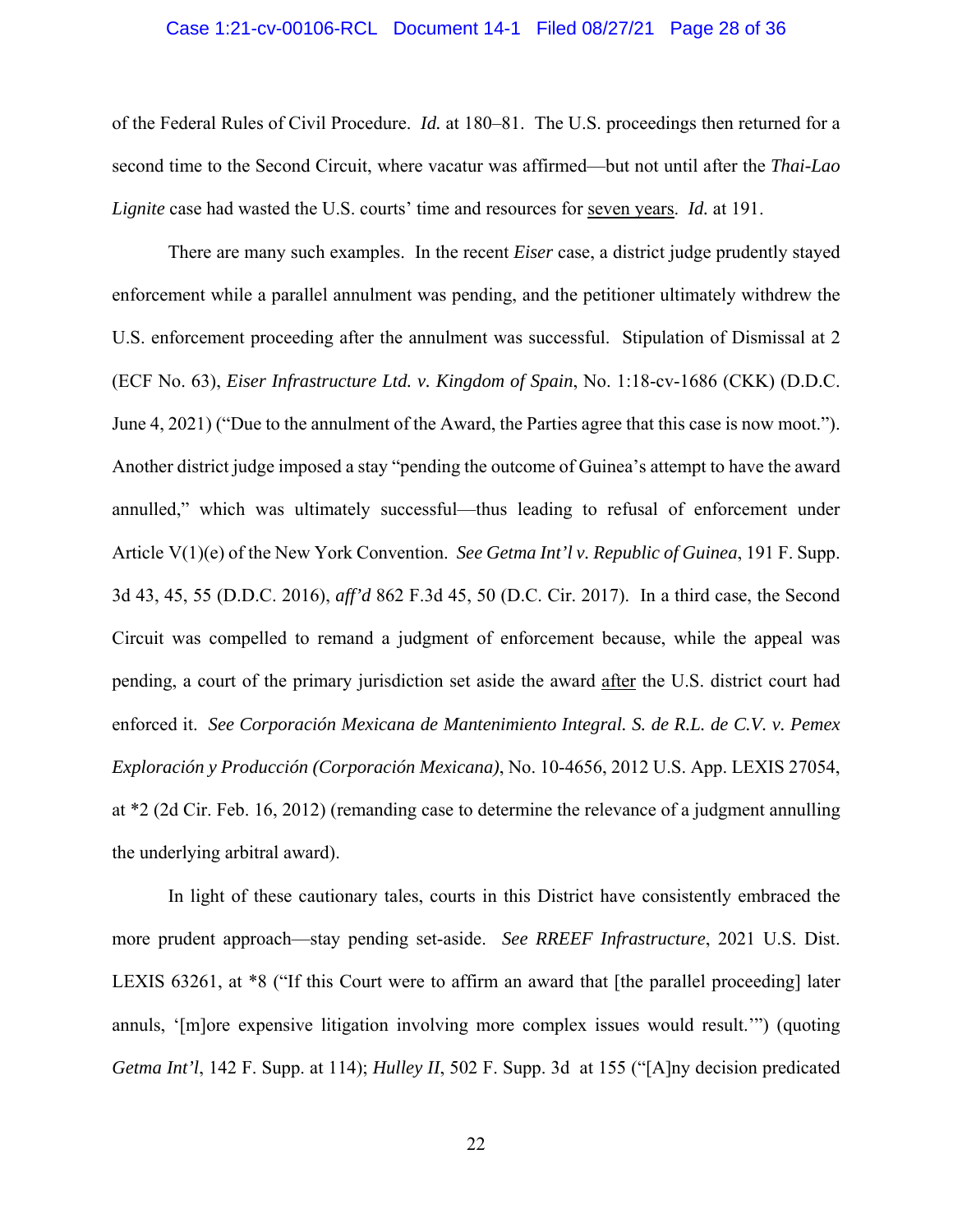of the Federal Rules of Civil Procedure. *Id.* at 180–81. The U.S. proceedings then returned for a second time to the Second Circuit, where vacatur was affirmed—but not until after the *Thai-Lao Lignite* case had wasted the U.S. courts' time and resources for <u>seven years</u>. *Id.* at 191.

There are many such examples. In the recent *Eiser* case, a district judge prudently stayed enforcement while a parallel annulment was pending, and the petitioner ultimately withdrew the U.S. enforcement proceeding after the annulment was successful. Stipulation of Dismissal at 2 (ECF No. 63), *Eiser Infrastructure Ltd. v. Kingdom of Spain*, No. 1:18-cv-1686 (CKK) (D.D.C. June 4, 2021) ("Due to the annulment of the Award, the Parties agree that this case is now moot."). Another district judge imposed a stay "pending the outcome of Guinea's attempt to have the award annulled," which was ultimately successful—thus leading to refusal of enforcement under Article V(1)(e) of the New York Convention. *See Getma Int'l v. Republic of Guinea*, 191 F. Supp. 3d 43, 45, 55 (D.D.C. 2016), *aff'd* 862 F.3d 45, 50 (D.C. Cir. 2017). In a third case, the Second Circuit was compelled to remand a judgment of enforcement because, while the appeal was pending, a court of the primary jurisdiction set aside the award <u>after</u> the U.S. district court had enforced it. *See Corporación Mexicana de Mantenimiento Integral. S. de R.L. de C.V. v. Pemex Exploración y Producción (Corporación Mexicana)*, No. 10-4656, 2012 U.S. App. LEXIS 27054, at *2 (2d Cir. Feb. 16, 2012) (remanding case to determine the relevance of a judgment annulling the underlying arbitral award).

In light of these cautionary tales, courts in this District have consistently embraced the more prudent approach—stay pending set-aside. *See RREEF Infrastructure*, 2021 U.S. Dist. LEXIS 63261, at *8 ("If this Court were to affirm an award that [the parallel proceeding] later annuls, '[m]ore expensive litigation involving more complex issues would result.'") (quoting *Getma Int'l*, 142 F. Supp. at 114); *Hulley II*, 502 F. Supp. 3d at 155 ("[A]ny decision predicated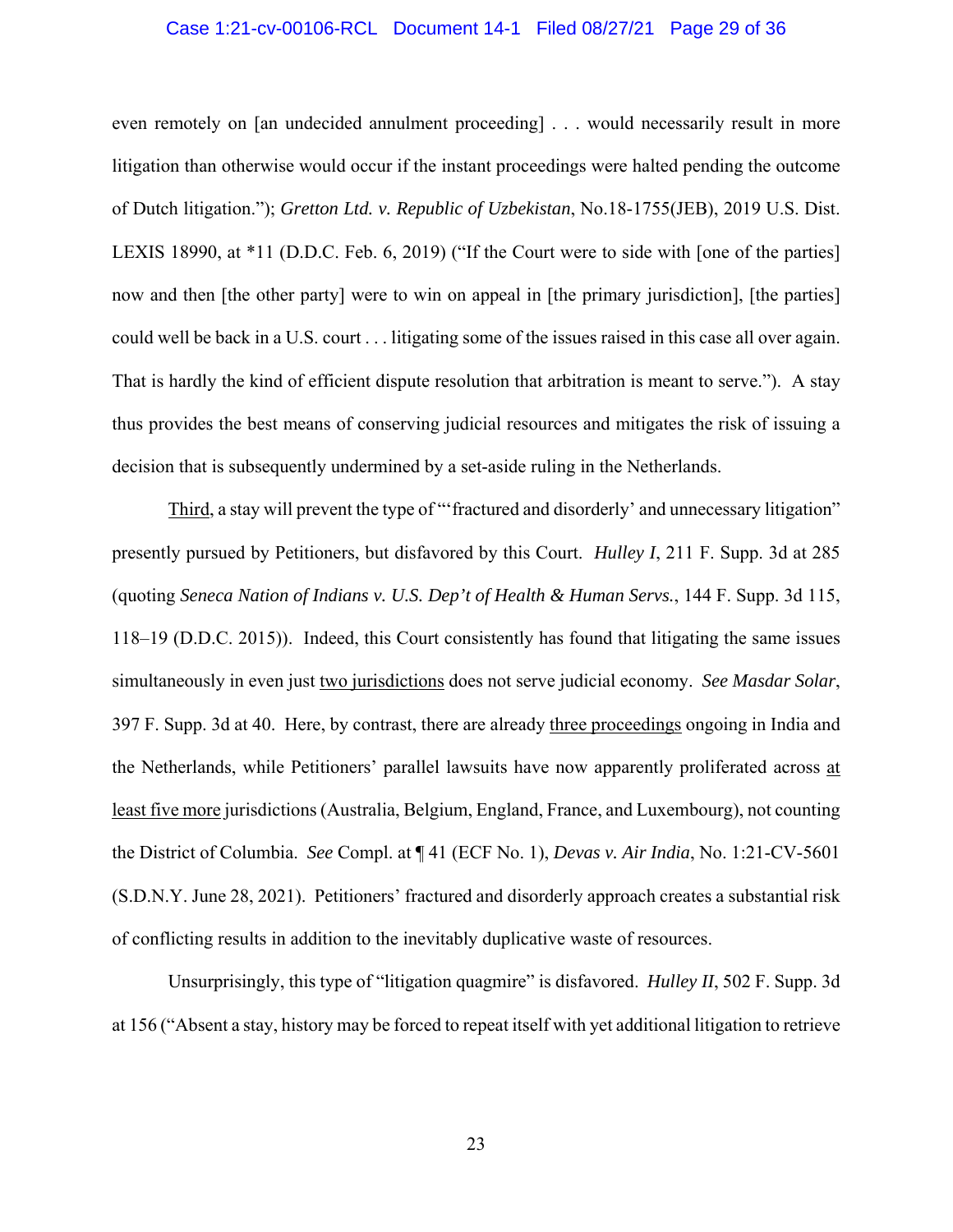even remotely on [an undecided annulment proceeding] . . . would necessarily result in more litigation than otherwise would occur if the instant proceedings were halted pending the outcome of Dutch litigation."); *Gretton Ltd. v. Republic of Uzbekistan*, No.18-1755(JEB), 2019 U.S. Dist. LEXIS 18990, at *11 (D.D.C. Feb. 6, 2019) ("If the Court were to side with [one of the parties] now and then [the other party] were to win on appeal in [the primary jurisdiction], [the parties] could well be back in a U.S. court . . . litigating some of the issues raised in this case all over again. That is hardly the kind of efficient dispute resolution that arbitration is meant to serve."). A stay thus provides the best means of conserving judicial resources and mitigates the risk of issuing a decision that is subsequently undermined by a set-aside ruling in the Netherlands.

Third, a stay will prevent the type of "'fractured and disorderly' and unnecessary litigation" presently pursued by Petitioners, but disfavored by this Court. *Hulley I*, 211 F. Supp. 3d at 285 (quoting *Seneca Nation of Indians v. U.S. Dep't of Health & Human Servs.*, 144 F. Supp. 3d 115, 118–19 (D.D.C. 2015)). Indeed, this Court consistently has found that litigating the same issues simultaneously in even just two jurisdictions does not serve judicial economy. *See Masdar Solar*, 397 F. Supp. 3d at 40. Here, by contrast, there are already three proceedings ongoing in India and the Netherlands, while Petitioners' parallel lawsuits have now apparently proliferated across at least five more jurisdictions (Australia, Belgium, England, France, and Luxembourg), not counting the District of Columbia. *See* Compl. at ¶ 41 (ECF No. 1), *Devas v. Air India*, No. 1:21-CV-5601 (S.D.N.Y. June 28, 2021). Petitioners' fractured and disorderly approach creates a substantial risk of conflicting results in addition to the inevitably duplicative waste of resources.

Unsurprisingly, this type of "litigation quagmire" is disfavored. *Hulley II*, 502 F. Supp. 3d at 156 ("Absent a stay, history may be forced to repeat itself with yet additional litigation to retrieve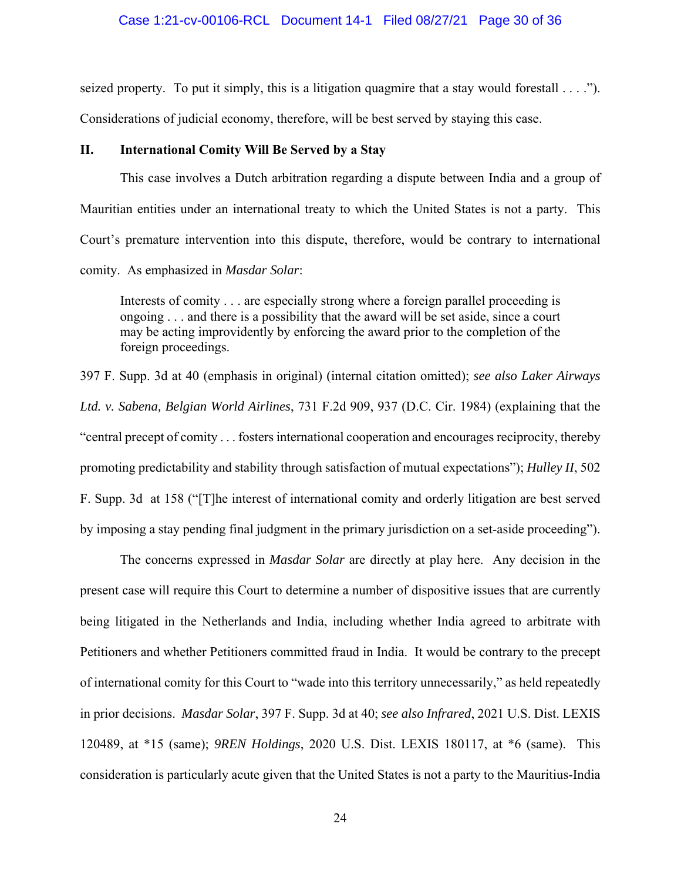seized property. To put it simply, this is a litigation quagmire that a stay would forestall . . . ."). Considerations of judicial economy, therefore, will be best served by staying this case.

## II. International Comity Will Be Served by a Stay

This case involves a Dutch arbitration regarding a dispute between India and a group of Mauritian entities under an international treaty to which the United States is not a party. This Court's premature intervention into this dispute, therefore, would be contrary to international comity. As emphasized in *Masdar Solar*:

> Interests of comity . . . are especially strong where a foreign parallel proceeding is ongoing . . . and there is a possibility that the award will be set aside, since a court may be acting improvidently by enforcing the award prior to the completion of the foreign proceedings.

397 F. Supp. 3d at 40 (emphasis in original) (internal citation omitted); *see also Laker Airways Ltd. v. Sabena, Belgian World Airlines*, 731 F.2d 909, 937 (D.C. Cir. 1984) (explaining that the "central precept of comity . . . fosters international cooperation and encourages reciprocity, thereby promoting predictability and stability through satisfaction of mutual expectations"); *Hulley II*, 502 F. Supp. 3d at 158 ("[T]he interest of international comity and orderly litigation are best served by imposing a stay pending final judgment in the primary jurisdiction on a set-aside proceeding").

The concerns expressed in *Masdar Solar* are directly at play here. Any decision in the present case will require this Court to determine a number of dispositive issues that are currently being litigated in the Netherlands and India, including whether India agreed to arbitrate with Petitioners and whether Petitioners committed fraud in India. It would be contrary to the precept of international comity for this Court to "wade into this territory unnecessarily," as held repeatedly in prior decisions. *Masdar Solar*, 397 F. Supp. 3d at 40; *see also Infrared*, 2021 U.S. Dist. LEXIS 120489, at *15 (same); *9REN Holdings*, 2020 U.S. Dist. LEXIS 180117, at *6 (same). This consideration is particularly acute given that the United States is not a party to the Mauritius-India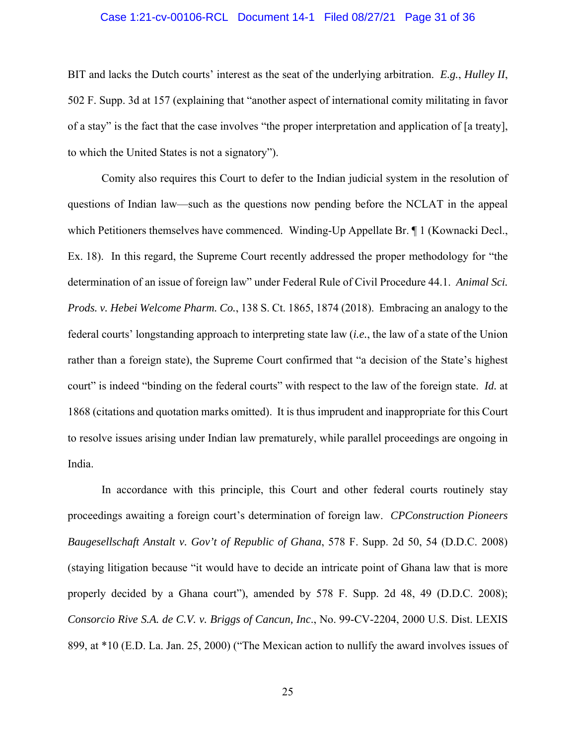BIT and lacks the Dutch courts' interest as the seat of the underlying arbitration. *E.g.*, *Hulley II*, 502 F. Supp. 3d at 157 (explaining that "another aspect of international comity militating in favor of a stay" is the fact that the case involves "the proper interpretation and application of [a treaty], to which the United States is not a signatory").

Comity also requires this Court to defer to the Indian judicial system in the resolution of questions of Indian law—such as the questions now pending before the NCLAT in the appeal which Petitioners themselves have commenced. Winding-Up Appellate Br. ¶ 1 (Kownacki Decl., Ex. 18). In this regard, the Supreme Court recently addressed the proper methodology for "the determination of an issue of foreign law" under Federal Rule of Civil Procedure 44.1. *Animal Sci. Prods. v. Hebei Welcome Pharm. Co.*, 138 S. Ct. 1865, 1874 (2018). Embracing an analogy to the federal courts' longstanding approach to interpreting state law (*i.e.*, the law of a state of the Union rather than a foreign state), the Supreme Court confirmed that "a decision of the State's highest court" is indeed "binding on the federal courts" with respect to the law of the foreign state. *Id.* at 1868 (citations and quotation marks omitted). It is thus imprudent and inappropriate for this Court to resolve issues arising under Indian law prematurely, while parallel proceedings are ongoing in India.

In accordance with this principle, this Court and other federal courts routinely stay proceedings awaiting a foreign court's determination of foreign law. *CPConstruction Pioneers Baugesellschaft Anstalt v. Gov't of Republic of Ghana*, 578 F. Supp. 2d 50, 54 (D.D.C. 2008) (staying litigation because "it would have to decide an intricate point of Ghana law that is more properly decided by a Ghana court"), amended by 578 F. Supp. 2d 48, 49 (D.D.C. 2008); *Consorcio Rive S.A. de C.V. v. Briggs of Cancun, Inc*., No. 99-CV-2204, 2000 U.S. Dist. LEXIS 899, at *10 (E.D. La. Jan. 25, 2000) ("The Mexican action to nullify the award involves issues of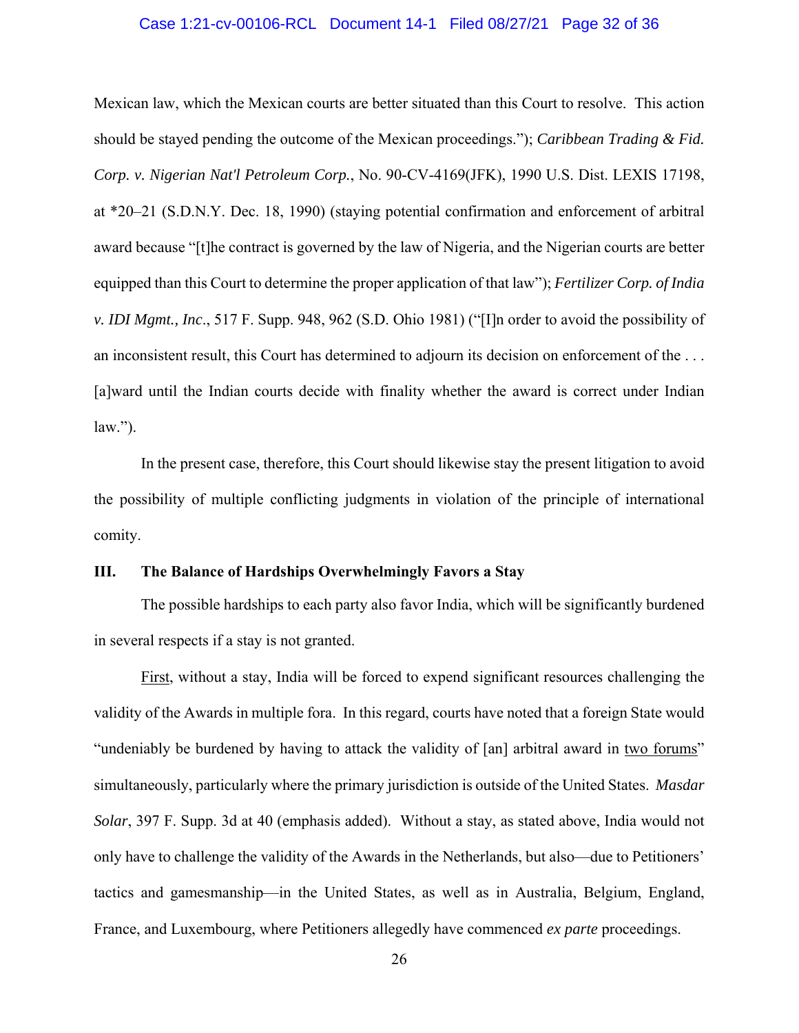Mexican law, which the Mexican courts are better situated than this Court to resolve. This action should be stayed pending the outcome of the Mexican proceedings."); *Caribbean Trading & Fid. Corp. v. Nigerian Nat'l Petroleum Corp.*, No. 90-CV-4169(JFK), 1990 U.S. Dist. LEXIS 17198, at *20–21 (S.D.N.Y. Dec. 18, 1990) (staying potential confirmation and enforcement of arbitral award because "[t]he contract is governed by the law of Nigeria, and the Nigerian courts are better equipped than this Court to determine the proper application of that law"); *Fertilizer Corp. of India v. IDI Mgmt., Inc*., 517 F. Supp. 948, 962 (S.D. Ohio 1981) ("[I]n order to avoid the possibility of an inconsistent result, this Court has determined to adjourn its decision on enforcement of the . . . [a]ward until the Indian courts decide with finality whether the award is correct under Indian law.").

In the present case, therefore, this Court should likewise stay the present litigation to avoid the possibility of multiple conflicting judgments in violation of the principle of international comity.

## III. The Balance of Hardships Overwhelmingly Favors a Stay

The possible hardships to each party also favor India, which will be significantly burdened in several respects if a stay is not granted.

First, without a stay, India will be forced to expend significant resources challenging the validity of the Awards in multiple fora. In this regard, courts have noted that a foreign State would "undeniably be burdened by having to attack the validity of [an] arbitral award in two forums" simultaneously, particularly where the primary jurisdiction is outside of the United States. *Masdar Solar*, 397 F. Supp. 3d at 40 (emphasis added). Without a stay, as stated above, India would not only have to challenge the validity of the Awards in the Netherlands, but also—due to Petitioners' tactics and gamesmanship—in the United States, as well as in Australia, Belgium, England, France, and Luxembourg, where Petitioners allegedly have commenced *ex parte* proceedings.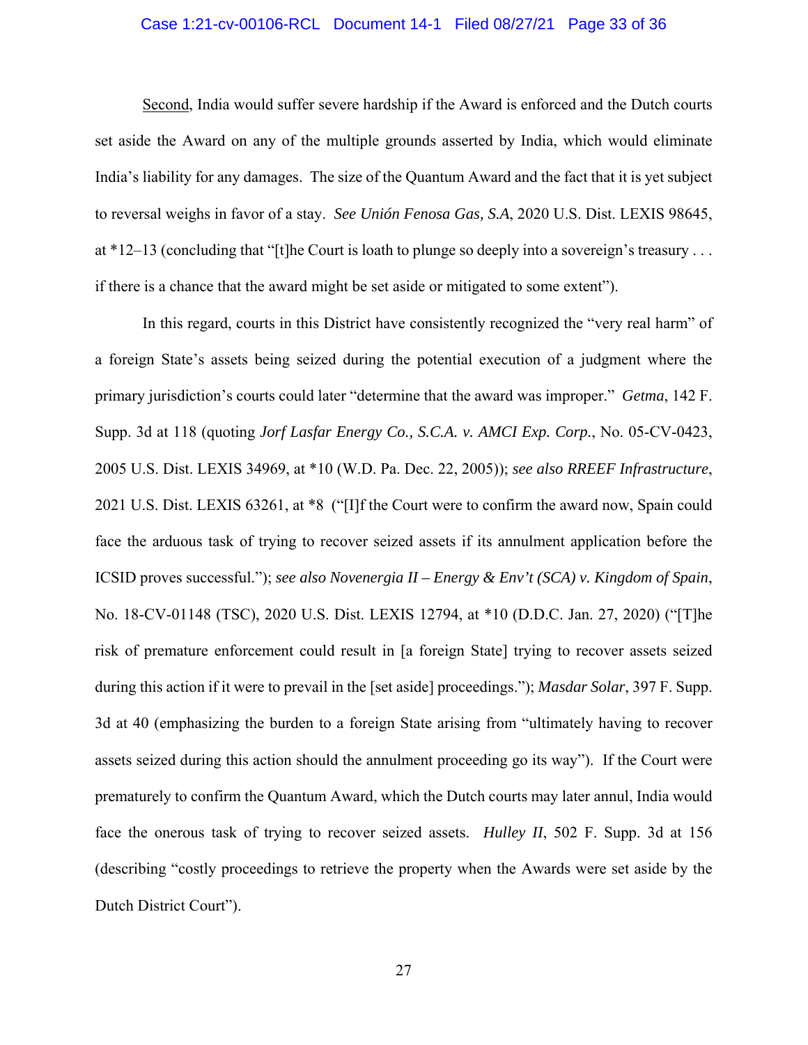Second, India would suffer severe hardship if the Award is enforced and the Dutch courts set aside the Award on any of the multiple grounds asserted by India, which would eliminate India's liability for any damages. The size of the Quantum Award and the fact that it is yet subject to reversal weighs in favor of a stay. *See Unión Fenosa Gas, S.A*, 2020 U.S. Dist. LEXIS 98645, at *12–13 (concluding that "[t]he Court is loath to plunge so deeply into a sovereign's treasury . . . if there is a chance that the award might be set aside or mitigated to some extent").

In this regard, courts in this District have consistently recognized the "very real harm" of a foreign State's assets being seized during the potential execution of a judgment where the primary jurisdiction's courts could later "determine that the award was improper." *Getma*, 142 F. Supp. 3d at 118 (quoting *Jorf Lasfar Energy Co., S.C.A. v. AMCI Exp. Corp.*, No. 05-CV-0423, 2005 U.S. Dist. LEXIS 34969, at *10 (W.D. Pa. Dec. 22, 2005)); *see also RREEF Infrastructure*, 2021 U.S. Dist. LEXIS 63261, at *8 ("[I]f the Court were to confirm the award now, Spain could face the arduous task of trying to recover seized assets if its annulment application before the ICSID proves successful."); *see also Novenergia II – Energy & Env't (SCA) v. Kingdom of Spain*, No. 18-CV-01148 (TSC), 2020 U.S. Dist. LEXIS 12794, at *10 (D.D.C. Jan. 27, 2020) ("[T]he risk of premature enforcement could result in [a foreign State] trying to recover assets seized during this action if it were to prevail in the [set aside] proceedings."); *Masdar Solar*, 397 F. Supp. 3d at 40 (emphasizing the burden to a foreign State arising from "ultimately having to recover assets seized during this action should the annulment proceeding go its way"). If the Court were prematurely to confirm the Quantum Award, which the Dutch courts may later annul, India would face the onerous task of trying to recover seized assets. *Hulley II*, 502 F. Supp. 3d at 156 (describing "costly proceedings to retrieve the property when the Awards were set aside by the Dutch District Court").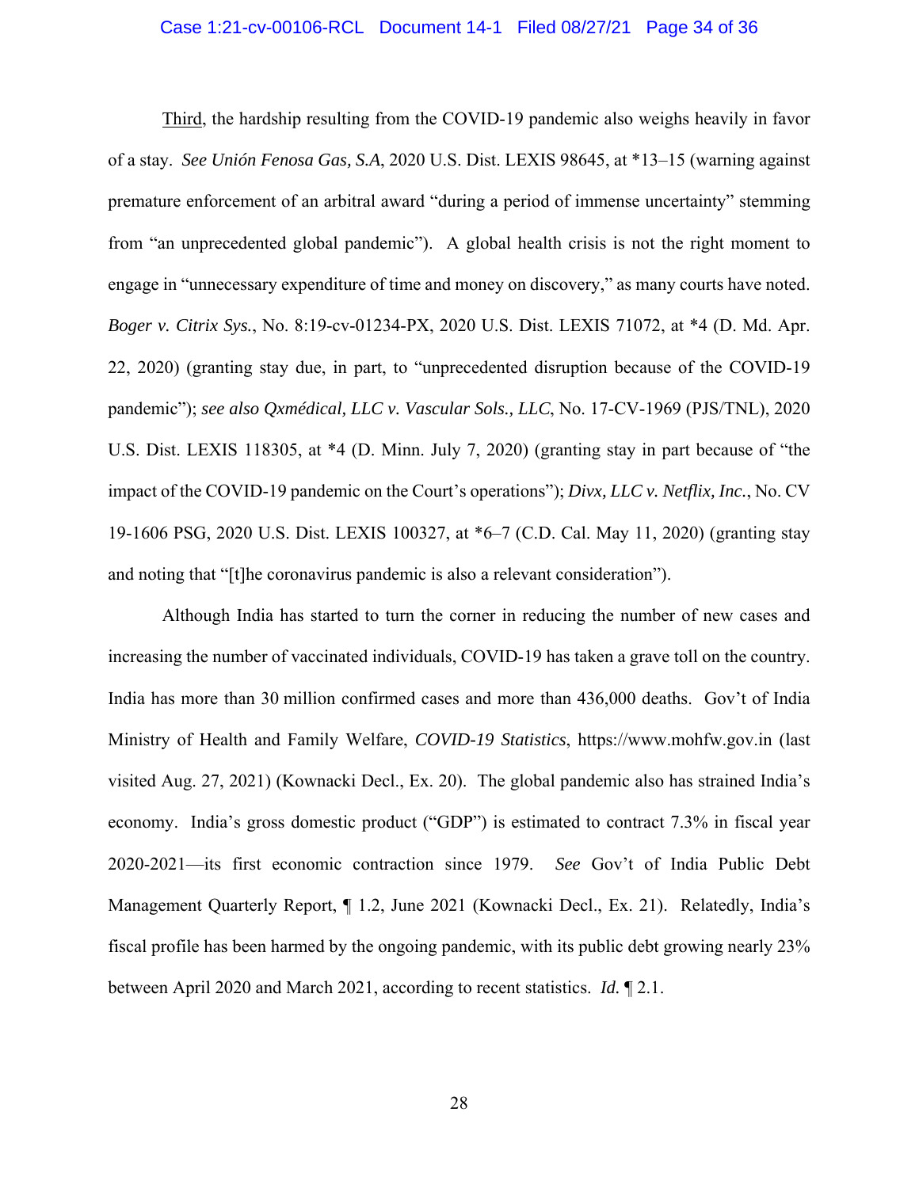<u>Third</u>, the hardship resulting from the COVID-19 pandemic also weighs heavily in favor of a stay. *See Unión Fenosa Gas, S.A*, 2020 U.S. Dist. LEXIS 98645, at *13–15 (warning against premature enforcement of an arbitral award "during a period of immense uncertainty" stemming from "an unprecedented global pandemic"). A global health crisis is not the right moment to engage in "unnecessary expenditure of time and money on discovery," as many courts have noted. *Boger v. Citrix Sys.*, No. 8:19-cv-01234-PX, 2020 U.S. Dist. LEXIS 71072, at *4 (D. Md. Apr. 22, 2020) (granting stay due, in part, to "unprecedented disruption because of the COVID-19 pandemic"); *see also Qxmédical, LLC v. Vascular Sols., LLC*, No. 17-CV-1969 (PJS/TNL), 2020 U.S. Dist. LEXIS 118305, at *4 (D. Minn. July 7, 2020) (granting stay in part because of "the impact of the COVID-19 pandemic on the Court's operations"); *Divx, LLC v. Netflix, Inc.*, No. CV 19-1606 PSG, 2020 U.S. Dist. LEXIS 100327, at *6–7 (C.D. Cal. May 11, 2020) (granting stay and noting that "[t]he coronavirus pandemic is also a relevant consideration").

Although India has started to turn the corner in reducing the number of new cases and increasing the number of vaccinated individuals, COVID-19 has taken a grave toll on the country. India has more than 30 million confirmed cases and more than 436,000 deaths. Gov't of India Ministry of Health and Family Welfare, *COVID-19 Statistics*, https://www.mohfw.gov.in (last visited Aug. 27, 2021) (Kownacki Decl., Ex. 20). The global pandemic also has strained India's economy. India's gross domestic product ("GDP") is estimated to contract 7.3% in fiscal year 2020-2021—its first economic contraction since 1979. *See* Gov't of India Public Debt Management Quarterly Report, ¶ 1.2, June 2021 (Kownacki Decl., Ex. 21). Relatedly, India's fiscal profile has been harmed by the ongoing pandemic, with its public debt growing nearly 23% between April 2020 and March 2021, according to recent statistics. *Id.* ¶ 2.1.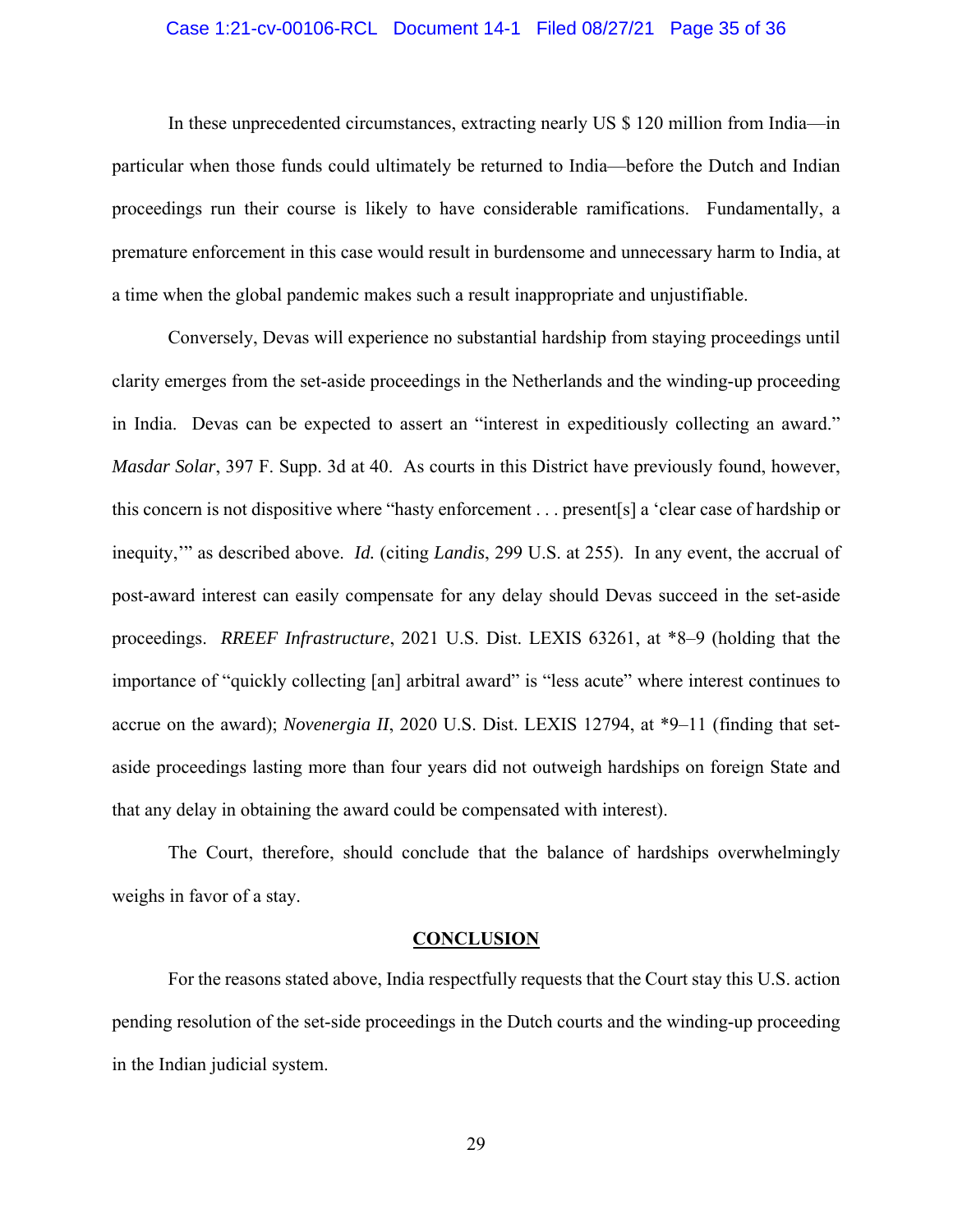In these unprecedented circumstances, extracting nearly US $ 120 million from India—in particular when those funds could ultimately be returned to India—before the Dutch and Indian proceedings run their course is likely to have considerable ramifications. Fundamentally, a premature enforcement in this case would result in burdensome and unnecessary harm to India, at a time when the global pandemic makes such a result inappropriate and unjustifiable.

Conversely, Devas will experience no substantial hardship from staying proceedings until clarity emerges from the set-aside proceedings in the Netherlands and the winding-up proceeding in India. Devas can be expected to assert an "interest in expeditiously collecting an award." *Masdar Solar*, 397 F. Supp. 3d at 40. As courts in this District have previously found, however, this concern is not dispositive where "hasty enforcement . . . present[s] a 'clear case of hardship or inequity,'" as described above. *Id.* (citing *Landis*, 299 U.S. at 255). In any event, the accrual of post-award interest can easily compensate for any delay should Devas succeed in the set-aside proceedings. *RREEF Infrastructure*, 2021 U.S. Dist. LEXIS 63261, at *8–9 (holding that the importance of "quickly collecting [an] arbitral award" is "less acute" where interest continues to accrue on the award); *Novenergia II*, 2020 U.S. Dist. LEXIS 12794, at *9–11 (finding that set-aside proceedings lasting more than four years did not outweigh hardships on foreign State and that any delay in obtaining the award could be compensated with interest).

The Court, therefore, should conclude that the balance of hardships overwhelmingly weighs in favor of a stay.

## CONCLUSION

For the reasons stated above, India respectfully requests that the Court stay this U.S. action pending resolution of the set-side proceedings in the Dutch courts and the winding-up proceeding in the Indian judicial system.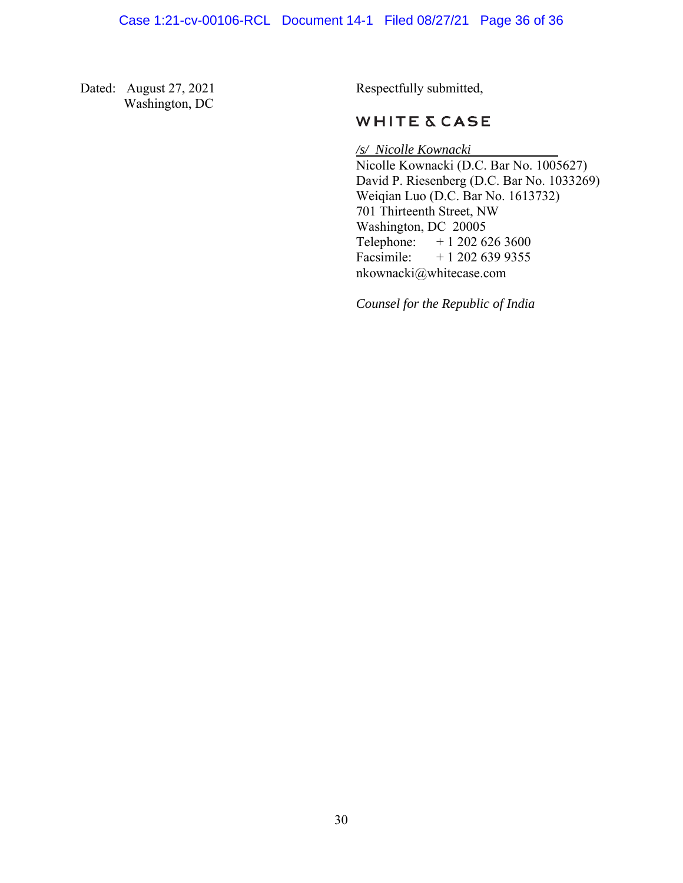Dated: August 27, 2021
Washington, DC

Respectfully submitted,

WHITE & CASE

*/s/ Nicolle Kownacki*
Nicolle Kownacki (D.C. Bar No. 1005627)
David P. Riesenberg (D.C. Bar No. 1033269)
Weiqian Luo (D.C. Bar No. 1613732)
701 Thirteenth Street, NW
Washington, DC 20005
Telephone: + 1 202 626 3600
Facsimile: + 1 202 639 9355
nkownacki@whitecase.com

*Counsel for the Republic of India*